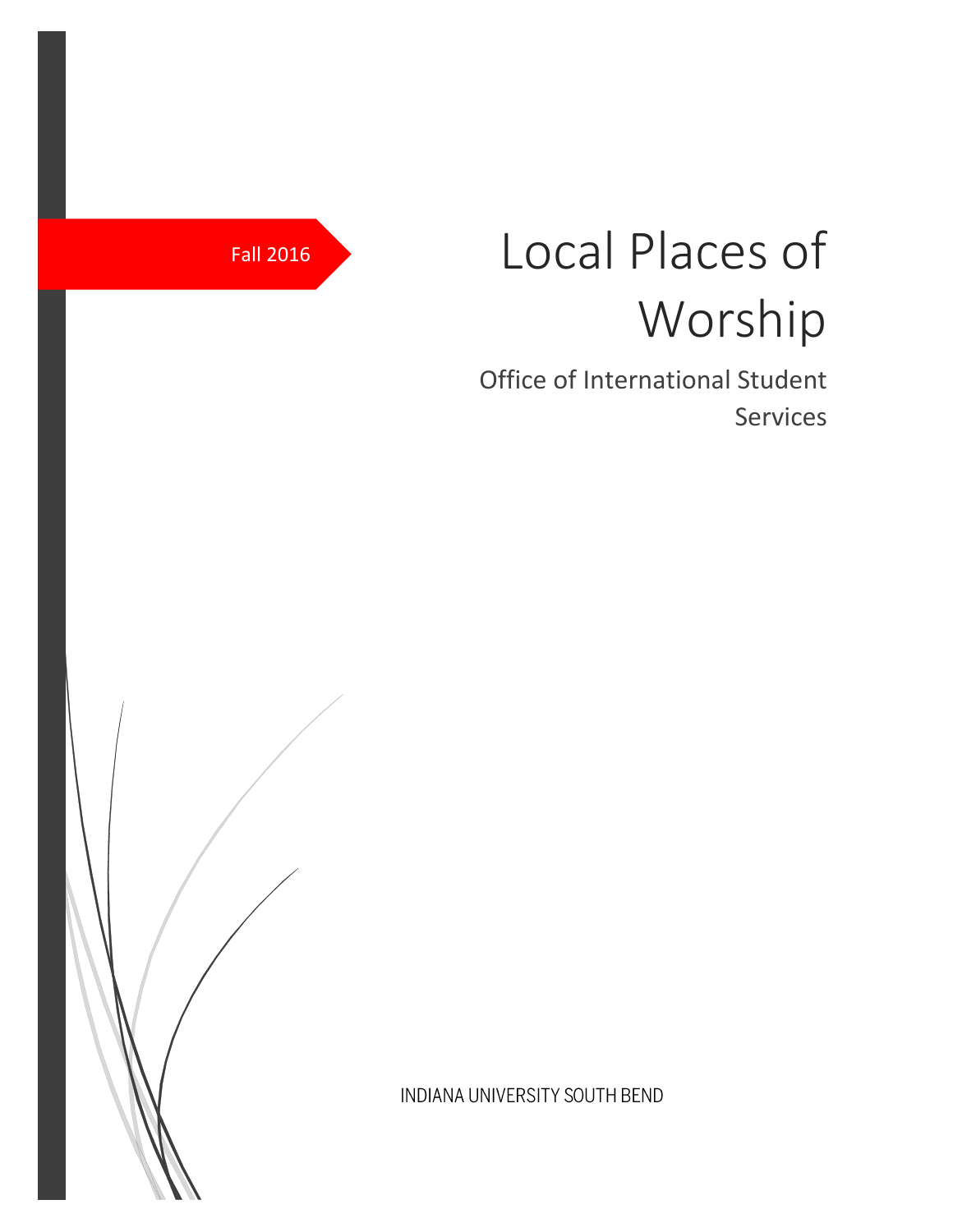Fall 2016

# Local Places of Worship

## Office of International Student Services

INDIANA UNIVERSITY SOUTH BEND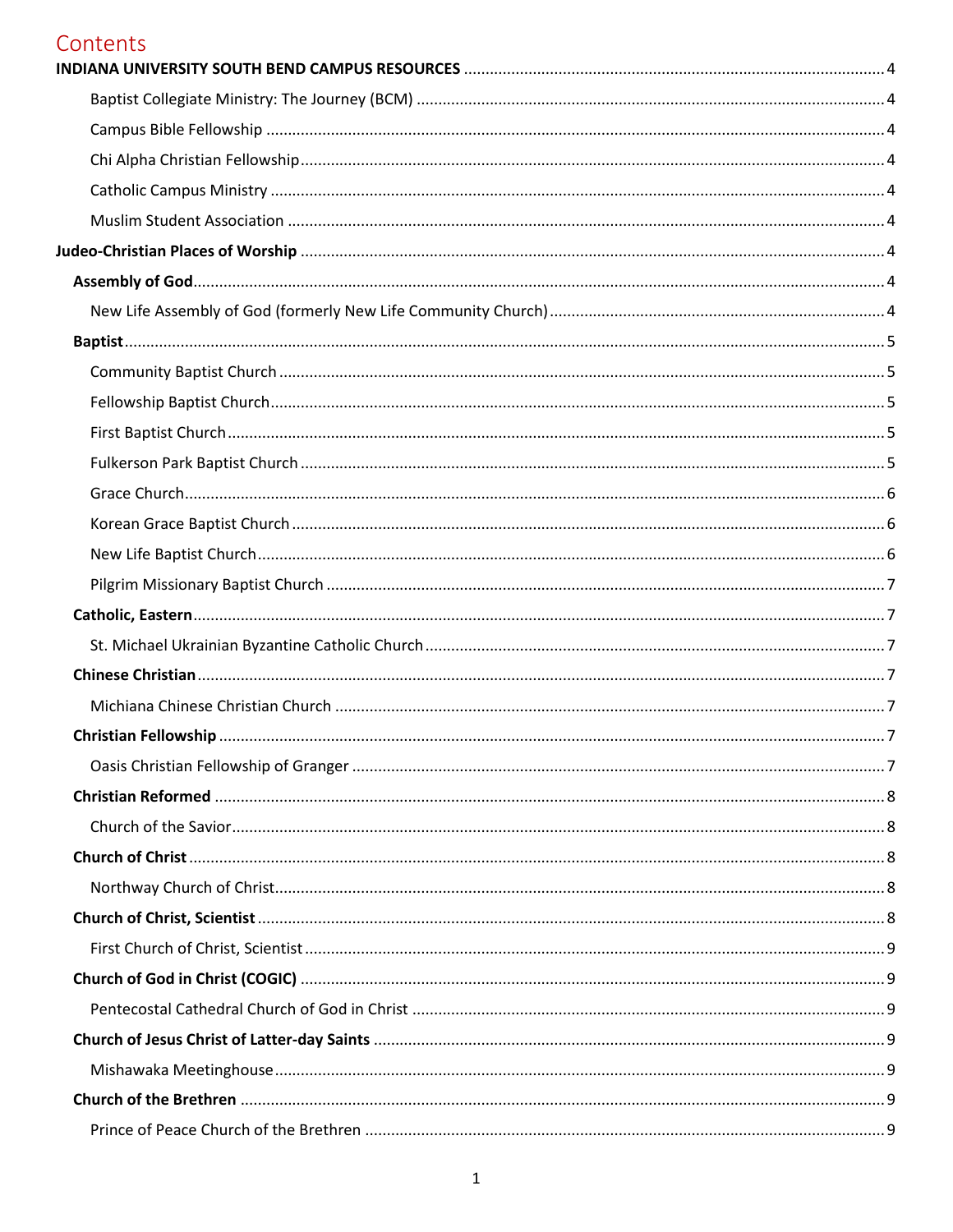# Contents

**INDIANA UNIVERSITY SOUTH BEND CAMPUS RESOURCES** ........ 4

- Baptist Collegiate Ministry: The Journey (BCM) ........ 4
- Campus Bible Fellowship ........ 4
- Chi Alpha Christian Fellowship ........ 4
- Catholic Campus Ministry ........ 4
- Muslim Student Association ........ 4

**Judeo-Christian Places of Worship** ........ 4

- **Assembly of God** ........ 4
  - New Life Assembly of God (formerly New Life Community Church) ........ 4
- **Baptist** ........ 5
  - Community Baptist Church ........ 5
  - Fellowship Baptist Church ........ 5
  - First Baptist Church ........ 5
  - Fulkerson Park Baptist Church ........ 5
  - Grace Church ........ 6
  - Korean Grace Baptist Church ........ 6
  - New Life Baptist Church ........ 6
  - Pilgrim Missionary Baptist Church ........ 7
- **Catholic, Eastern** ........ 7
  - St. Michael Ukrainian Byzantine Catholic Church ........ 7
- **Chinese Christian** ........ 7
  - Michiana Chinese Christian Church ........ 7
- **Christian Fellowship** ........ 7
  - Oasis Christian Fellowship of Granger ........ 7
- **Christian Reformed** ........ 8
  - Church of the Savior ........ 8
- **Church of Christ** ........ 8
  - Northway Church of Christ ........ 8
- **Church of Christ, Scientist** ........ 8
  - First Church of Christ, Scientist ........ 9
- **Church of God in Christ (COGIC)** ........ 9
  - Pentecostal Cathedral Church of God in Christ ........ 9
- **Church of Jesus Christ of Latter-day Saints** ........ 9
  - Mishawaka Meetinghouse ........ 9
- **Church of the Brethren** ........ 9
  - Prince of Peace Church of the Brethren ........ 9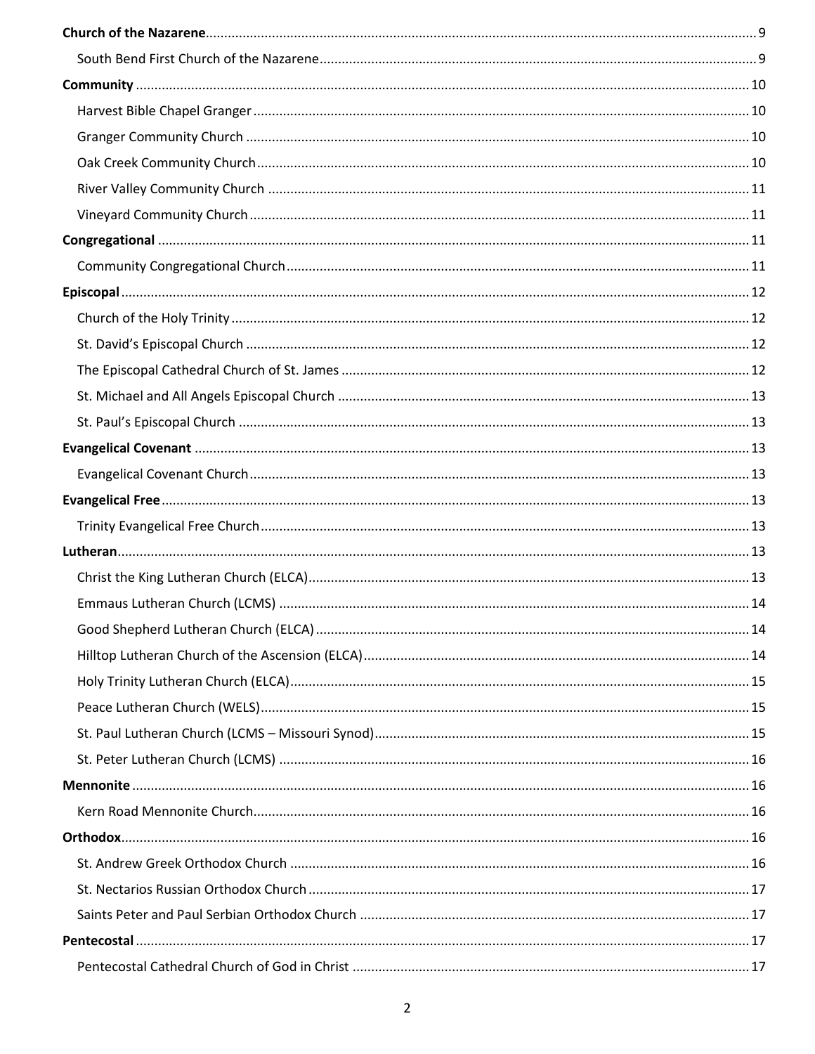**Church of the Nazarene** ........ 9

- South Bend First Church of the Nazarene ........ 9

**Community** ........ 10

- Harvest Bible Chapel Granger ........ 10
- Granger Community Church ........ 10
- Oak Creek Community Church ........ 10
- River Valley Community Church ........ 11
- Vineyard Community Church ........ 11

**Congregational** ........ 11

- Community Congregational Church ........ 11

**Episcopal** ........ 12

- Church of the Holy Trinity ........ 12
- St. David's Episcopal Church ........ 12
- The Episcopal Cathedral Church of St. James ........ 12
- St. Michael and All Angels Episcopal Church ........ 13
- St. Paul's Episcopal Church ........ 13

**Evangelical Covenant** ........ 13

- Evangelical Covenant Church ........ 13

**Evangelical Free** ........ 13

- Trinity Evangelical Free Church ........ 13

**Lutheran** ........ 13

- Christ the King Lutheran Church (ELCA) ........ 13
- Emmaus Lutheran Church (LCMS) ........ 14
- Good Shepherd Lutheran Church (ELCA) ........ 14
- Hilltop Lutheran Church of the Ascension (ELCA) ........ 14
- Holy Trinity Lutheran Church (ELCA) ........ 15
- Peace Lutheran Church (WELS) ........ 15
- St. Paul Lutheran Church (LCMS – Missouri Synod) ........ 15
- St. Peter Lutheran Church (LCMS) ........ 16

**Mennonite** ........ 16

- Kern Road Mennonite Church ........ 16

**Orthodox** ........ 16

- St. Andrew Greek Orthodox Church ........ 16
- St. Nectarios Russian Orthodox Church ........ 17
- Saints Peter and Paul Serbian Orthodox Church ........ 17

**Pentecostal** ........ 17

- Pentecostal Cathedral Church of God in Christ ........ 17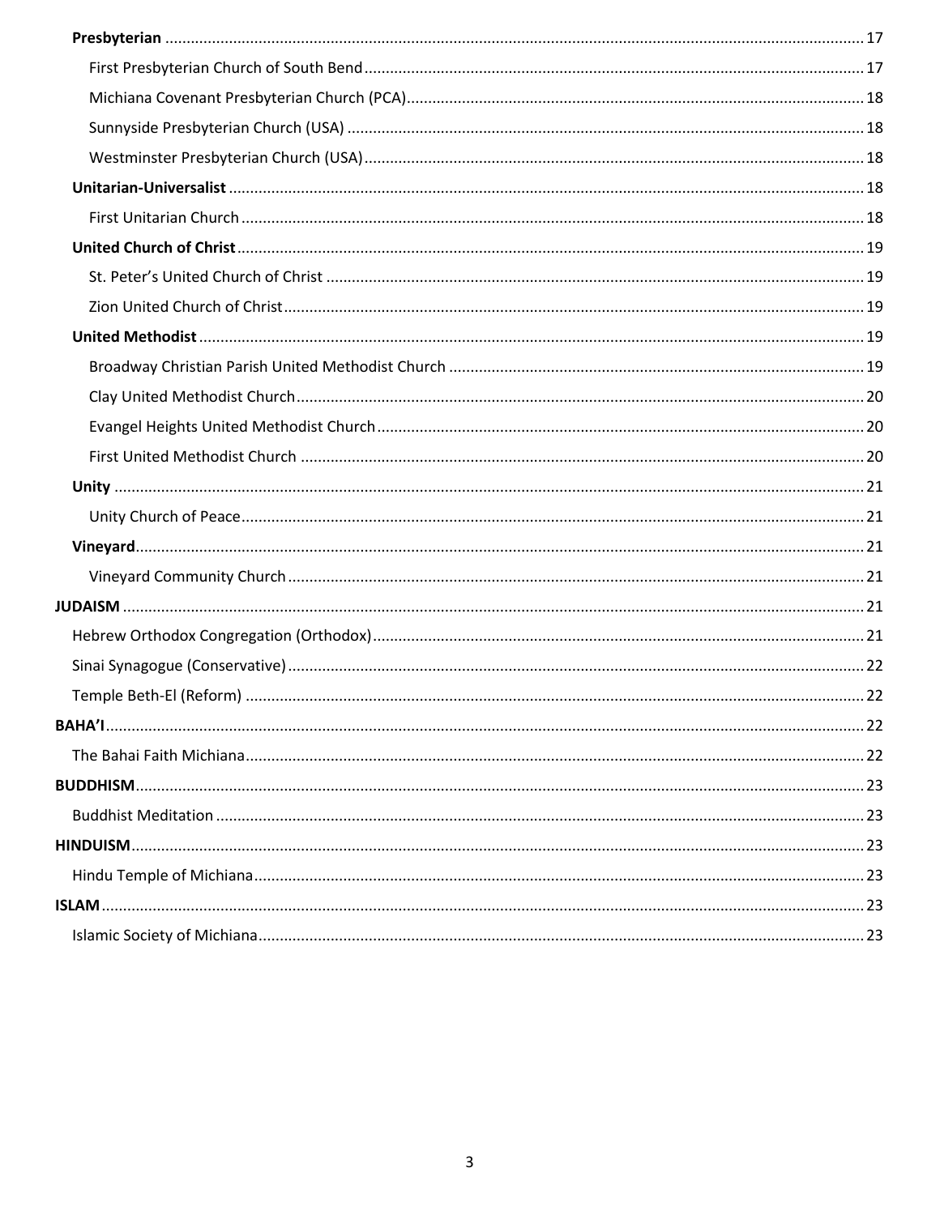**Presbyterian** .......... 17

First Presbyterian Church of South Bend .......... 17

Michiana Covenant Presbyterian Church (PCA) .......... 18

Sunnyside Presbyterian Church (USA) .......... 18

Westminster Presbyterian Church (USA) .......... 18

**Unitarian-Universalist** .......... 18

First Unitarian Church .......... 18

**United Church of Christ** .......... 19

St. Peter's United Church of Christ .......... 19

Zion United Church of Christ .......... 19

**United Methodist** .......... 19

Broadway Christian Parish United Methodist Church .......... 19

Clay United Methodist Church .......... 20

Evangel Heights United Methodist Church .......... 20

First United Methodist Church .......... 20

**Unity** .......... 21

Unity Church of Peace .......... 21

**Vineyard** .......... 21

Vineyard Community Church .......... 21

**JUDAISM** .......... 21

Hebrew Orthodox Congregation (Orthodox) .......... 21

Sinai Synagogue (Conservative) .......... 22

Temple Beth-El (Reform) .......... 22

**BAHA'I** .......... 22

The Bahai Faith Michiana .......... 22

**BUDDHISM** .......... 23

Buddhist Meditation .......... 23

**HINDUISM** .......... 23

Hindu Temple of Michiana .......... 23

**ISLAM** .......... 23

Islamic Society of Michiana .......... 23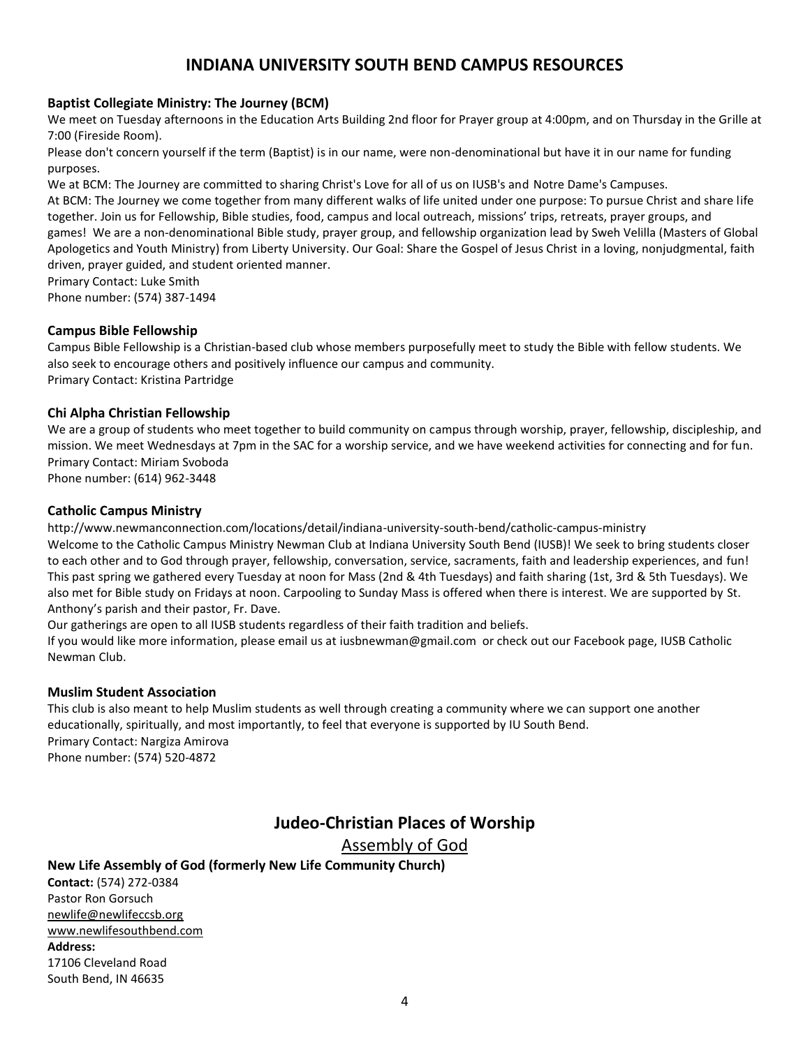# INDIANA UNIVERSITY SOUTH BEND CAMPUS RESOURCES

**Baptist Collegiate Ministry: The Journey (BCM)**

We meet on Tuesday afternoons in the Education Arts Building 2nd floor for Prayer group at 4:00pm, and on Thursday in the Grille at 7:00 (Fireside Room).

Please don't concern yourself if the term (Baptist) is in our name, were non-denominational but have it in our name for funding purposes.

We at BCM: The Journey are committed to sharing Christ's Love for all of us on IUSB's and Notre Dame's Campuses.

At BCM: The Journey we come together from many different walks of life united under one purpose: To pursue Christ and share life together. Join us for Fellowship, Bible studies, food, campus and local outreach, missions' trips, retreats, prayer groups, and games! We are a non-denominational Bible study, prayer group, and fellowship organization lead by Sweh Velilla (Masters of Global Apologetics and Youth Ministry) from Liberty University. Our Goal: Share the Gospel of Jesus Christ in a loving, nonjudgmental, faith driven, prayer guided, and student oriented manner.

Primary Contact: Luke Smith

Phone number: (574) 387-1494

**Campus Bible Fellowship**

Campus Bible Fellowship is a Christian-based club whose members purposefully meet to study the Bible with fellow students. We also seek to encourage others and positively influence our campus and community.

Primary Contact: Kristina Partridge

**Chi Alpha Christian Fellowship**

We are a group of students who meet together to build community on campus through worship, prayer, fellowship, discipleship, and mission. We meet Wednesdays at 7pm in the SAC for a worship service, and we have weekend activities for connecting and for fun.

Primary Contact: Miriam Svoboda

Phone number: (614) 962-3448

**Catholic Campus Ministry**

http://www.newmanconnection.com/locations/detail/indiana-university-south-bend/catholic-campus-ministry

Welcome to the Catholic Campus Ministry Newman Club at Indiana University South Bend (IUSB)! We seek to bring students closer to each other and to God through prayer, fellowship, conversation, service, sacraments, faith and leadership experiences, and fun! This past spring we gathered every Tuesday at noon for Mass (2nd & 4th Tuesdays) and faith sharing (1st, 3rd & 5th Tuesdays). We also met for Bible study on Fridays at noon. Carpooling to Sunday Mass is offered when there is interest. We are supported by St. Anthony's parish and their pastor, Fr. Dave.

Our gatherings are open to all IUSB students regardless of their faith tradition and beliefs.

If you would like more information, please email us at iusbnewman@gmail.com or check out our Facebook page, IUSB Catholic Newman Club.

**Muslim Student Association**

This club is also meant to help Muslim students as well through creating a community where we can support one another educationally, spiritually, and most importantly, to feel that everyone is supported by IU South Bend.

Primary Contact: Nargiza Amirova

Phone number: (574) 520-4872

## Judeo-Christian Places of Worship

### Assembly of God

**New Life Assembly of God (formerly New Life Community Church)**

**Contact:** (574) 272-0384
Pastor Ron Gorsuch
newlife@newlifeccsb.org
www.newlifesouthbend.com

**Address:**
17106 Cleveland Road
South Bend, IN 46635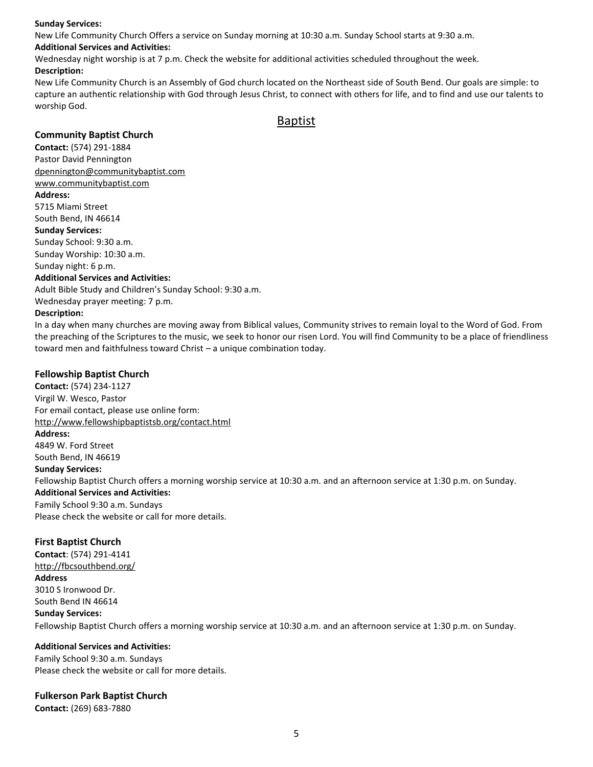**Sunday Services:**
New Life Community Church Offers a service on Sunday morning at 10:30 a.m. Sunday School starts at 9:30 a.m.
**Additional Services and Activities:**
Wednesday night worship is at 7 p.m. Check the website for additional activities scheduled throughout the week.
**Description:**
New Life Community Church is an Assembly of God church located on the Northeast side of South Bend. Our goals are simple: to capture an authentic relationship with God through Jesus Christ, to connect with others for life, and to find and use our talents to worship God.

## Baptist

### Community Baptist Church

**Contact:** (574) 291-1884
Pastor David Pennington
dpennington@communitybaptist.com
www.communitybaptist.com
**Address:**
5715 Miami Street
South Bend, IN 46614
**Sunday Services:**
Sunday School: 9:30 a.m.
Sunday Worship: 10:30 a.m.
Sunday night: 6 p.m.
**Additional Services and Activities:**
Adult Bible Study and Children's Sunday School: 9:30 a.m.
Wednesday prayer meeting: 7 p.m.
**Description:**
In a day when many churches are moving away from Biblical values, Community strives to remain loyal to the Word of God. From the preaching of the Scriptures to the music, we seek to honor our risen Lord. You will find Community to be a place of friendliness toward men and faithfulness toward Christ – a unique combination today.

### Fellowship Baptist Church

**Contact:** (574) 234-1127
Virgil W. Wesco, Pastor
For email contact, please use online form:
http://www.fellowshipbaptistsb.org/contact.html
**Address:**
4849 W. Ford Street
South Bend, IN 46619
**Sunday Services:**
Fellowship Baptist Church offers a morning worship service at 10:30 a.m. and an afternoon service at 1:30 p.m. on Sunday.
**Additional Services and Activities:**
Family School 9:30 a.m. Sundays
Please check the website or call for more details.

### First Baptist Church

**Contact**: (574) 291-4141
http://fbcsouthbend.org/
**Address**
3010 S Ironwood Dr.
South Bend IN 46614
**Sunday Services:**
Fellowship Baptist Church offers a morning worship service at 10:30 a.m. and an afternoon service at 1:30 p.m. on Sunday.

**Additional Services and Activities:**
Family School 9:30 a.m. Sundays
Please check the website or call for more details.

### Fulkerson Park Baptist Church

**Contact:** (269) 683-7880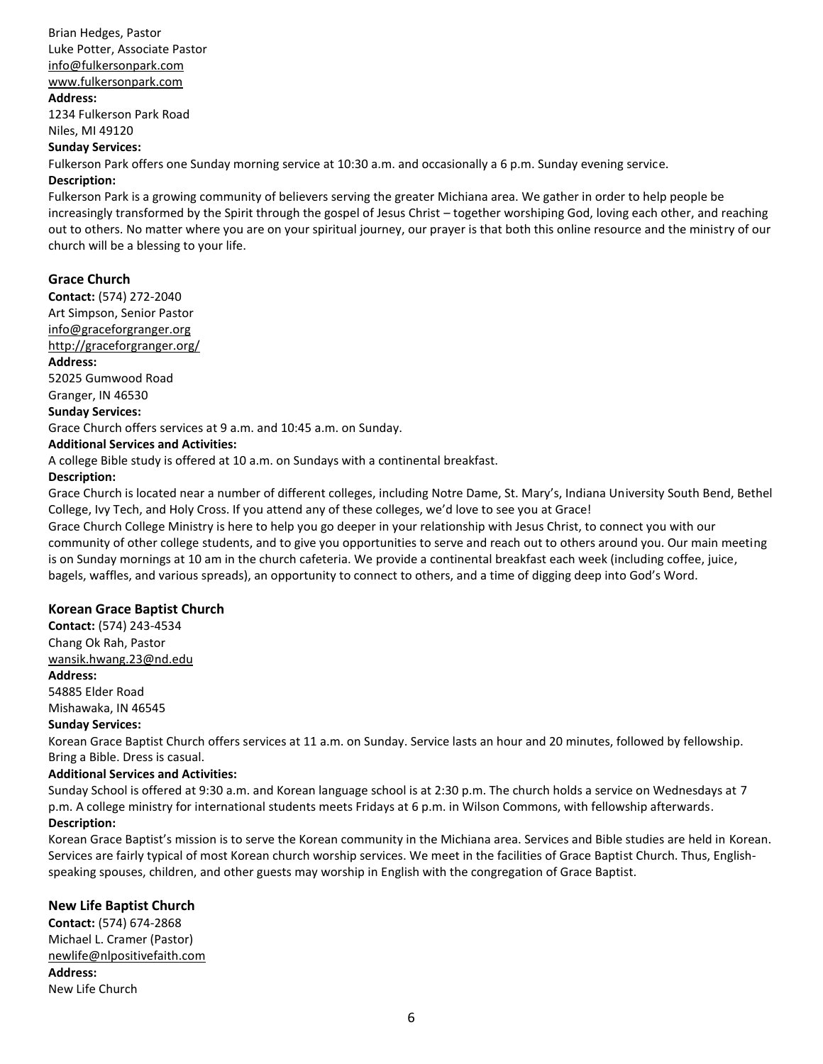Brian Hedges, Pastor
Luke Potter, Associate Pastor
info@fulkersonpark.com
www.fulkersonpark.com
**Address:**
1234 Fulkerson Park Road
Niles, MI 49120
**Sunday Services:**
Fulkerson Park offers one Sunday morning service at 10:30 a.m. and occasionally a 6 p.m. Sunday evening service.
**Description:**
Fulkerson Park is a growing community of believers serving the greater Michiana area. We gather in order to help people be increasingly transformed by the Spirit through the gospel of Jesus Christ – together worshiping God, loving each other, and reaching out to others. No matter where you are on your spiritual journey, our prayer is that both this online resource and the ministry of our church will be a blessing to your life.

### Grace Church

**Contact:** (574) 272-2040
Art Simpson, Senior Pastor
info@graceforgranger.org
http://graceforgranger.org/
**Address:**
52025 Gumwood Road
Granger, IN 46530
**Sunday Services:**
Grace Church offers services at 9 a.m. and 10:45 a.m. on Sunday.
**Additional Services and Activities:**
A college Bible study is offered at 10 a.m. on Sundays with a continental breakfast.
**Description:**
Grace Church is located near a number of different colleges, including Notre Dame, St. Mary's, Indiana University South Bend, Bethel College, Ivy Tech, and Holy Cross. If you attend any of these colleges, we'd love to see you at Grace!
Grace Church College Ministry is here to help you go deeper in your relationship with Jesus Christ, to connect you with our community of other college students, and to give you opportunities to serve and reach out to others around you. Our main meeting is on Sunday mornings at 10 am in the church cafeteria. We provide a continental breakfast each week (including coffee, juice, bagels, waffles, and various spreads), an opportunity to connect to others, and a time of digging deep into God's Word.

### Korean Grace Baptist Church

**Contact:** (574) 243-4534
Chang Ok Rah, Pastor
wansik.hwang.23@nd.edu
**Address:**
54885 Elder Road
Mishawaka, IN 46545
**Sunday Services:**
Korean Grace Baptist Church offers services at 11 a.m. on Sunday. Service lasts an hour and 20 minutes, followed by fellowship. Bring a Bible. Dress is casual.
**Additional Services and Activities:**
Sunday School is offered at 9:30 a.m. and Korean language school is at 2:30 p.m. The church holds a service on Wednesdays at 7 p.m. A college ministry for international students meets Fridays at 6 p.m. in Wilson Commons, with fellowship afterwards.
**Description:**
Korean Grace Baptist's mission is to serve the Korean community in the Michiana area. Services and Bible studies are held in Korean. Services are fairly typical of most Korean church worship services. We meet in the facilities of Grace Baptist Church. Thus, English-speaking spouses, children, and other guests may worship in English with the congregation of Grace Baptist.

### New Life Baptist Church

**Contact:** (574) 674-2868
Michael L. Cramer (Pastor)
newlife@nlpositivefaith.com
**Address:**
New Life Church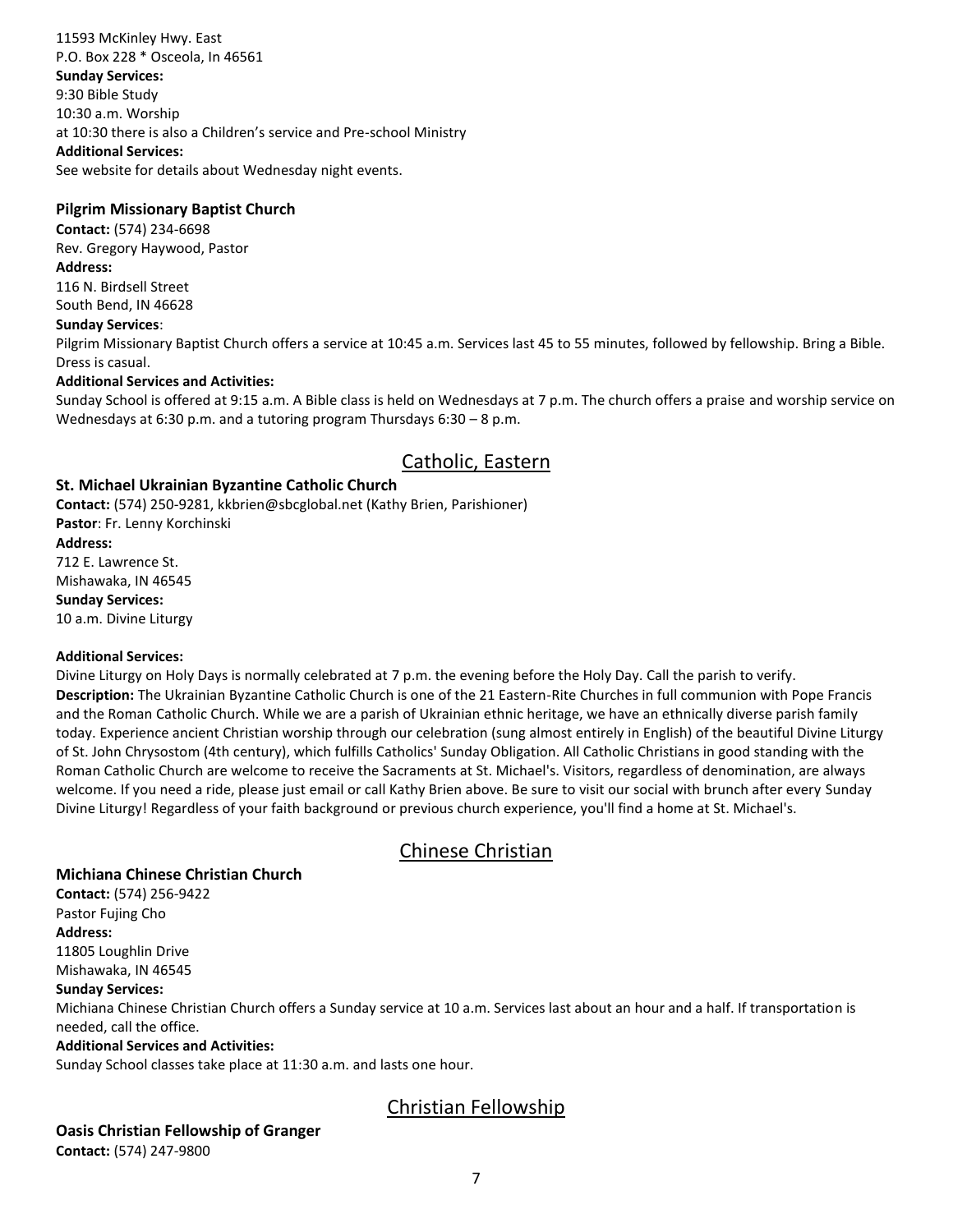11593 McKinley Hwy. East
P.O. Box 228 * Osceola, In 46561
**Sunday Services:**
9:30 Bible Study
10:30 a.m. Worship
at 10:30 there is also a Children's service and Pre-school Ministry
**Additional Services:**
See website for details about Wednesday night events.

### Pilgrim Missionary Baptist Church

**Contact:** (574) 234-6698
Rev. Gregory Haywood, Pastor
**Address:**
116 N. Birdsell Street
South Bend, IN 46628
**Sunday Services**:
Pilgrim Missionary Baptist Church offers a service at 10:45 a.m. Services last 45 to 55 minutes, followed by fellowship. Bring a Bible. Dress is casual.
**Additional Services and Activities:**
Sunday School is offered at 9:15 a.m. A Bible class is held on Wednesdays at 7 p.m. The church offers a praise and worship service on Wednesdays at 6:30 p.m. and a tutoring program Thursdays 6:30 – 8 p.m.

## Catholic, Eastern

### St. Michael Ukrainian Byzantine Catholic Church

**Contact:** (574) 250-9281, kkbrien@sbcglobal.net (Kathy Brien, Parishioner)
**Pastor**: Fr. Lenny Korchinski
**Address:**
712 E. Lawrence St.
Mishawaka, IN 46545
**Sunday Services:**
10 a.m. Divine Liturgy

**Additional Services:**
Divine Liturgy on Holy Days is normally celebrated at 7 p.m. the evening before the Holy Day. Call the parish to verify.
**Description:** The Ukrainian Byzantine Catholic Church is one of the 21 Eastern-Rite Churches in full communion with Pope Francis and the Roman Catholic Church. While we are a parish of Ukrainian ethnic heritage, we have an ethnically diverse parish family today. Experience ancient Christian worship through our celebration (sung almost entirely in English) of the beautiful Divine Liturgy of St. John Chrysostom (4th century), which fulfills Catholics' Sunday Obligation. All Catholic Christians in good standing with the Roman Catholic Church are welcome to receive the Sacraments at St. Michael's. Visitors, regardless of denomination, are always welcome. If you need a ride, please just email or call Kathy Brien above. Be sure to visit our social with brunch after every Sunday Divine Liturgy! Regardless of your faith background or previous church experience, you'll find a home at St. Michael's.

## Chinese Christian

### Michiana Chinese Christian Church

**Contact:** (574) 256-9422
Pastor Fujing Cho
**Address:**
11805 Loughlin Drive
Mishawaka, IN 46545
**Sunday Services:**
Michiana Chinese Christian Church offers a Sunday service at 10 a.m. Services last about an hour and a half. If transportation is needed, call the office.
**Additional Services and Activities:**
Sunday School classes take place at 11:30 a.m. and lasts one hour.

## Christian Fellowship

### Oasis Christian Fellowship of Granger

**Contact:** (574) 247-9800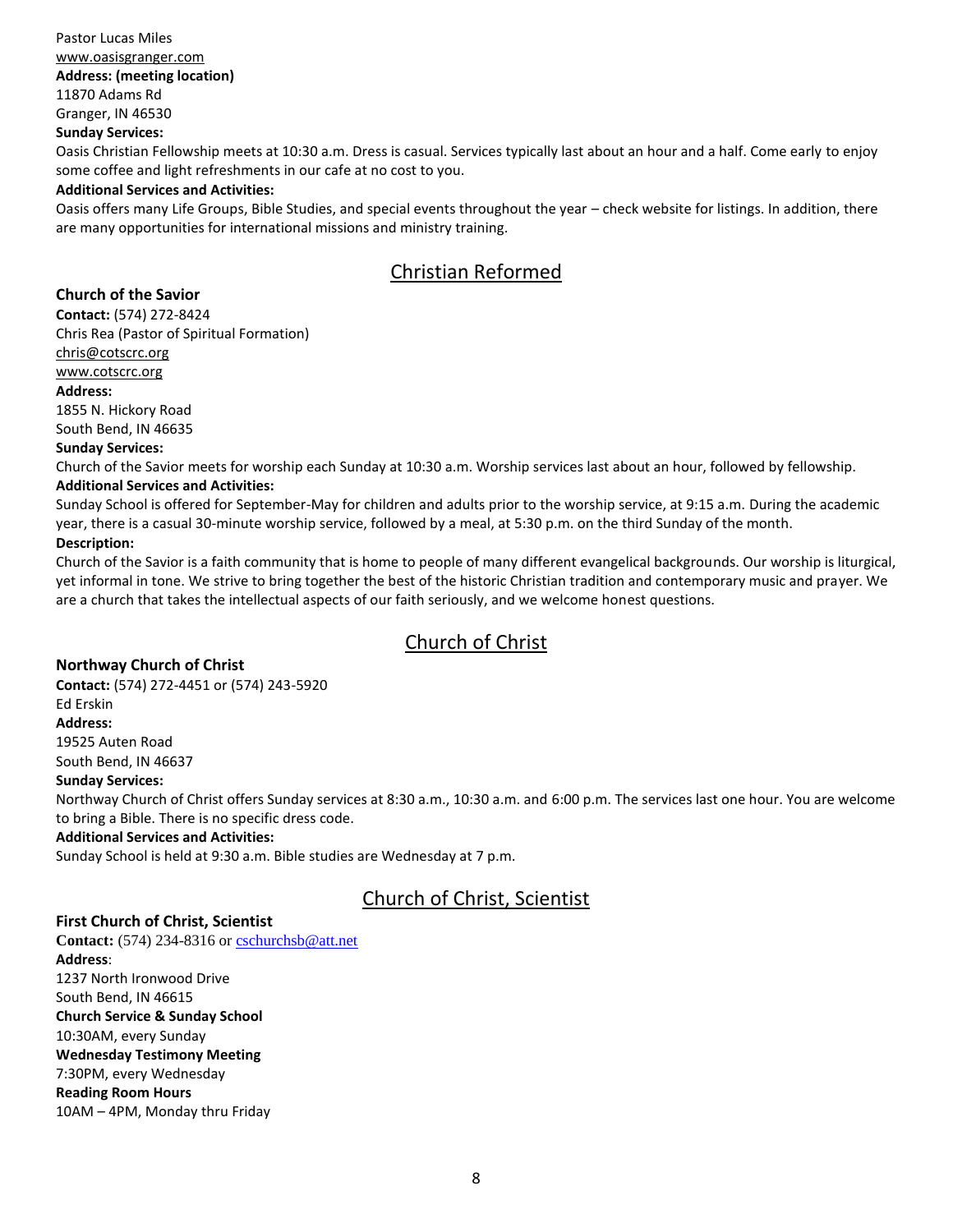Pastor Lucas Miles
www.oasisgranger.com
**Address: (meeting location)**
11870 Adams Rd
Granger, IN 46530
**Sunday Services:**
Oasis Christian Fellowship meets at 10:30 a.m. Dress is casual. Services typically last about an hour and a half. Come early to enjoy some coffee and light refreshments in our cafe at no cost to you.
**Additional Services and Activities:**
Oasis offers many Life Groups, Bible Studies, and special events throughout the year – check website for listings. In addition, there are many opportunities for international missions and ministry training.

## Christian Reformed

### Church of the Savior

**Contact:** (574) 272-8424
Chris Rea (Pastor of Spiritual Formation)
chris@cotscrc.org
www.cotscrc.org
**Address:**
1855 N. Hickory Road
South Bend, IN 46635
**Sunday Services:**
Church of the Savior meets for worship each Sunday at 10:30 a.m. Worship services last about an hour, followed by fellowship.
**Additional Services and Activities:**
Sunday School is offered for September-May for children and adults prior to the worship service, at 9:15 a.m. During the academic year, there is a casual 30-minute worship service, followed by a meal, at 5:30 p.m. on the third Sunday of the month.
**Description:**
Church of the Savior is a faith community that is home to people of many different evangelical backgrounds. Our worship is liturgical, yet informal in tone. We strive to bring together the best of the historic Christian tradition and contemporary music and prayer. We are a church that takes the intellectual aspects of our faith seriously, and we welcome honest questions.

## Church of Christ

### Northway Church of Christ

**Contact:** (574) 272-4451 or (574) 243-5920
Ed Erskin
**Address:**
19525 Auten Road
South Bend, IN 46637
**Sunday Services:**
Northway Church of Christ offers Sunday services at 8:30 a.m., 10:30 a.m. and 6:00 p.m. The services last one hour. You are welcome to bring a Bible. There is no specific dress code.
**Additional Services and Activities:**
Sunday School is held at 9:30 a.m. Bible studies are Wednesday at 7 p.m.

## Church of Christ, Scientist

### First Church of Christ, Scientist

**Contact:** (574) 234-8316 or cschurchsb@att.net
**Address**:
1237 North Ironwood Drive
South Bend, IN 46615
**Church Service & Sunday School**
10:30AM, every Sunday
**Wednesday Testimony Meeting**
7:30PM, every Wednesday
**Reading Room Hours**
10AM – 4PM, Monday thru Friday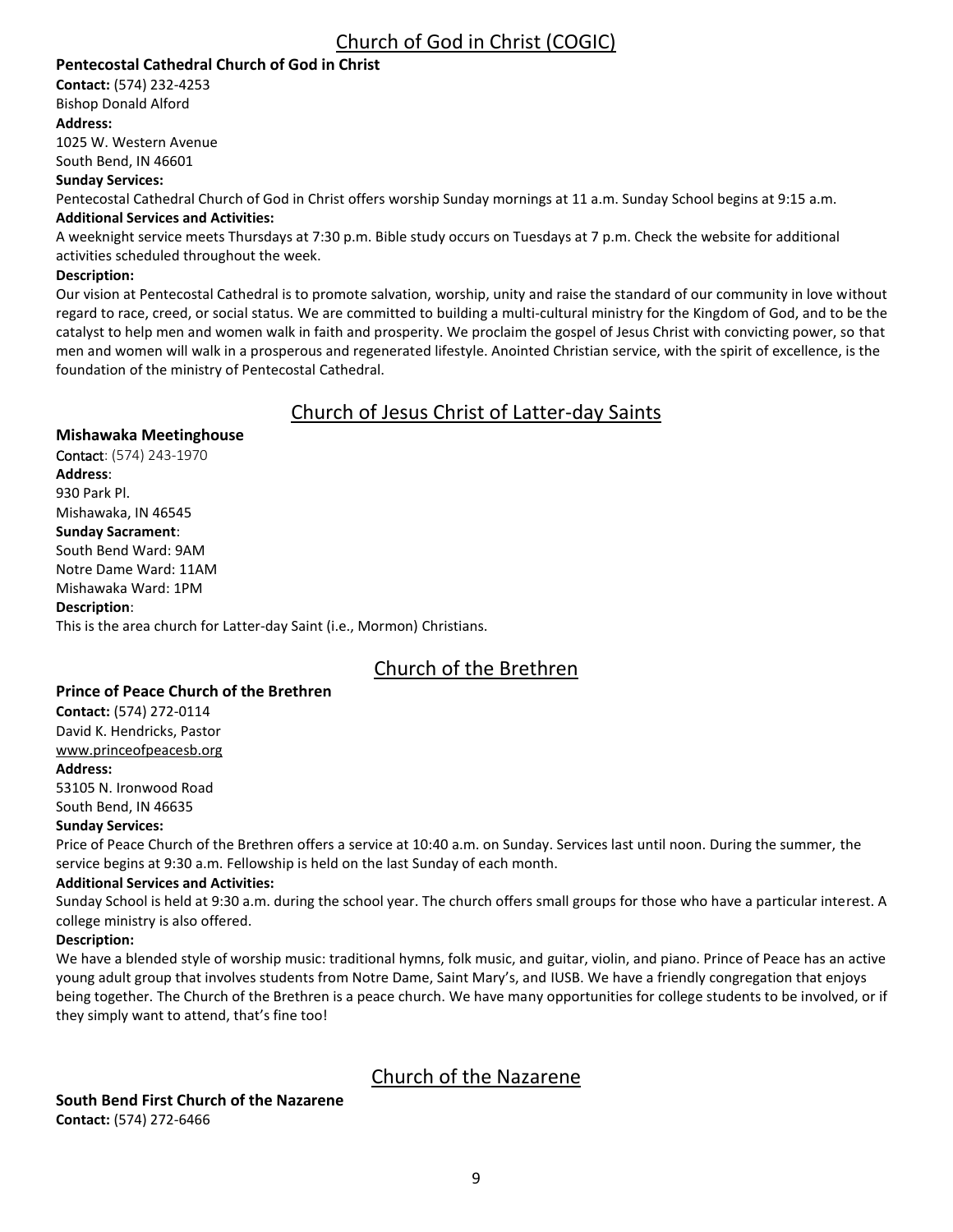## Church of God in Christ (COGIC)

**Pentecostal Cathedral Church of God in Christ**

**Contact:** (574) 232-4253
Bishop Donald Alford

**Address:**
1025 W. Western Avenue
South Bend, IN 46601

**Sunday Services:**
Pentecostal Cathedral Church of God in Christ offers worship Sunday mornings at 11 a.m. Sunday School begins at 9:15 a.m.

**Additional Services and Activities:**
A weeknight service meets Thursdays at 7:30 p.m. Bible study occurs on Tuesdays at 7 p.m. Check the website for additional activities scheduled throughout the week.

**Description:**
Our vision at Pentecostal Cathedral is to promote salvation, worship, unity and raise the standard of our community in love without regard to race, creed, or social status. We are committed to building a multi-cultural ministry for the Kingdom of God, and to be the catalyst to help men and women walk in faith and prosperity. We proclaim the gospel of Jesus Christ with convicting power, so that men and women will walk in a prosperous and regenerated lifestyle. Anointed Christian service, with the spirit of excellence, is the foundation of the ministry of Pentecostal Cathedral.

## Church of Jesus Christ of Latter-day Saints

**Mishawaka Meetinghouse**

**Contact**: (574) 243-1970

**Address**:
930 Park Pl.
Mishawaka, IN 46545

**Sunday Sacrament**:
South Bend Ward: 9AM
Notre Dame Ward: 11AM
Mishawaka Ward: 1PM

**Description**:
This is the area church for Latter-day Saint (i.e., Mormon) Christians.

## Church of the Brethren

**Prince of Peace Church of the Brethren**

**Contact:** (574) 272-0114
David K. Hendricks, Pastor
www.princeofpeacesb.org

**Address:**
53105 N. Ironwood Road
South Bend, IN 46635

**Sunday Services:**
Price of Peace Church of the Brethren offers a service at 10:40 a.m. on Sunday. Services last until noon. During the summer, the service begins at 9:30 a.m. Fellowship is held on the last Sunday of each month.

**Additional Services and Activities:**
Sunday School is held at 9:30 a.m. during the school year. The church offers small groups for those who have a particular interest. A college ministry is also offered.

**Description:**
We have a blended style of worship music: traditional hymns, folk music, and guitar, violin, and piano. Prince of Peace has an active young adult group that involves students from Notre Dame, Saint Mary's, and IUSB. We have a friendly congregation that enjoys being together. The Church of the Brethren is a peace church. We have many opportunities for college students to be involved, or if they simply want to attend, that's fine too!

## Church of the Nazarene

**South Bend First Church of the Nazarene**

**Contact:** (574) 272-6466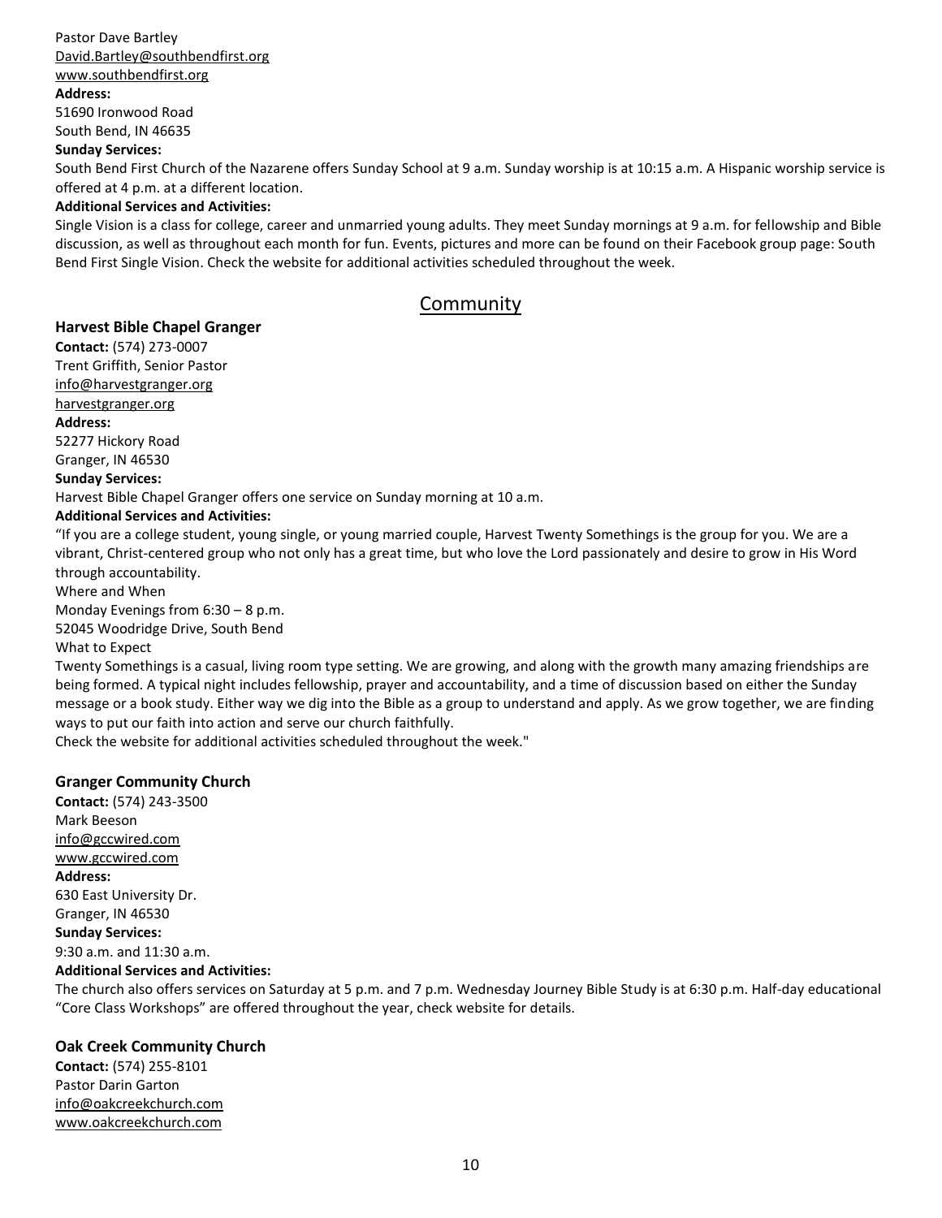Pastor Dave Bartley
David.Bartley@southbendfirst.org
www.southbendfirst.org
**Address:**
51690 Ironwood Road
South Bend, IN 46635
**Sunday Services:**
South Bend First Church of the Nazarene offers Sunday School at 9 a.m. Sunday worship is at 10:15 a.m. A Hispanic worship service is offered at 4 p.m. at a different location.
**Additional Services and Activities:**
Single Vision is a class for college, career and unmarried young adults. They meet Sunday mornings at 9 a.m. for fellowship and Bible discussion, as well as throughout each month for fun. Events, pictures and more can be found on their Facebook group page: South Bend First Single Vision. Check the website for additional activities scheduled throughout the week.

## Community

### Harvest Bible Chapel Granger

**Contact:** (574) 273-0007
Trent Griffith, Senior Pastor
info@harvestgranger.org
harvestgranger.org
**Address:**
52277 Hickory Road
Granger, IN 46530
**Sunday Services:**
Harvest Bible Chapel Granger offers one service on Sunday morning at 10 a.m.
**Additional Services and Activities:**
"If you are a college student, young single, or young married couple, Harvest Twenty Somethings is the group for you. We are a vibrant, Christ-centered group who not only has a great time, but who love the Lord passionately and desire to grow in His Word through accountability.
Where and When
Monday Evenings from 6:30 – 8 p.m.
52045 Woodridge Drive, South Bend
What to Expect
Twenty Somethings is a casual, living room type setting. We are growing, and along with the growth many amazing friendships are being formed. A typical night includes fellowship, prayer and accountability, and a time of discussion based on either the Sunday message or a book study. Either way we dig into the Bible as a group to understand and apply. As we grow together, we are finding ways to put our faith into action and serve our church faithfully.
Check the website for additional activities scheduled throughout the week."

### Granger Community Church

**Contact:** (574) 243-3500
Mark Beeson
info@gccwired.com
www.gccwired.com
**Address:**
630 East University Dr.
Granger, IN 46530
**Sunday Services:**
9:30 a.m. and 11:30 a.m.
**Additional Services and Activities:**
The church also offers services on Saturday at 5 p.m. and 7 p.m. Wednesday Journey Bible Study is at 6:30 p.m. Half-day educational "Core Class Workshops" are offered throughout the year, check website for details.

### Oak Creek Community Church

**Contact:** (574) 255-8101
Pastor Darin Garton
info@oakcreekchurch.com
www.oakcreekchurch.com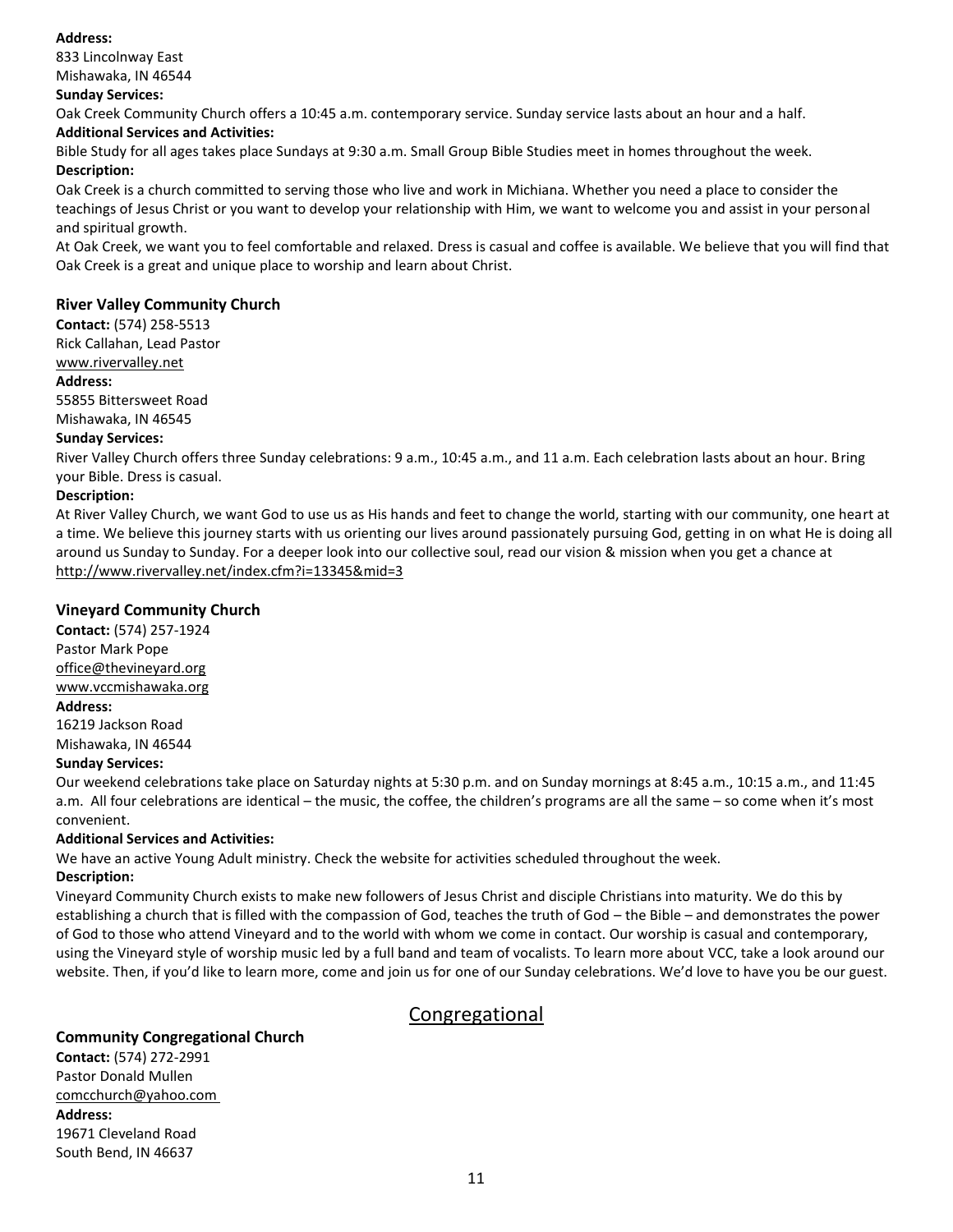**Address:**
833 Lincolnway East
Mishawaka, IN 46544
**Sunday Services:**
Oak Creek Community Church offers a 10:45 a.m. contemporary service. Sunday service lasts about an hour and a half.
**Additional Services and Activities:**
Bible Study for all ages takes place Sundays at 9:30 a.m. Small Group Bible Studies meet in homes throughout the week.
**Description:**
Oak Creek is a church committed to serving those who live and work in Michiana. Whether you need a place to consider the teachings of Jesus Christ or you want to develop your relationship with Him, we want to welcome you and assist in your personal and spiritual growth.
At Oak Creek, we want you to feel comfortable and relaxed. Dress is casual and coffee is available. We believe that you will find that Oak Creek is a great and unique place to worship and learn about Christ.

### River Valley Community Church

**Contact:** (574) 258-5513
Rick Callahan, Lead Pastor
www.rivervalley.net
**Address:**
55855 Bittersweet Road
Mishawaka, IN 46545
**Sunday Services:**
River Valley Church offers three Sunday celebrations: 9 a.m., 10:45 a.m., and 11 a.m. Each celebration lasts about an hour. Bring your Bible. Dress is casual.
**Description:**
At River Valley Church, we want God to use us as His hands and feet to change the world, starting with our community, one heart at a time. We believe this journey starts with us orienting our lives around passionately pursuing God, getting in on what He is doing all around us Sunday to Sunday. For a deeper look into our collective soul, read our vision & mission when you get a chance at http://www.rivervalley.net/index.cfm?i=13345&mid=3

### Vineyard Community Church

**Contact:** (574) 257-1924
Pastor Mark Pope
office@thevineyard.org
www.vccmishawaka.org
**Address:**
16219 Jackson Road
Mishawaka, IN 46544
**Sunday Services:**
Our weekend celebrations take place on Saturday nights at 5:30 p.m. and on Sunday mornings at 8:45 a.m., 10:15 a.m., and 11:45 a.m. All four celebrations are identical – the music, the coffee, the children's programs are all the same – so come when it's most convenient.
**Additional Services and Activities:**
We have an active Young Adult ministry. Check the website for activities scheduled throughout the week.
**Description:**
Vineyard Community Church exists to make new followers of Jesus Christ and disciple Christians into maturity. We do this by establishing a church that is filled with the compassion of God, teaches the truth of God – the Bible – and demonstrates the power of God to those who attend Vineyard and to the world with whom we come in contact. Our worship is casual and contemporary, using the Vineyard style of worship music led by a full band and team of vocalists. To learn more about VCC, take a look around our website. Then, if you'd like to learn more, come and join us for one of our Sunday celebrations. We'd love to have you be our guest.

## Congregational

### Community Congregational Church

**Contact:** (574) 272-2991
Pastor Donald Mullen
comcchurch@yahoo.com
**Address:**
19671 Cleveland Road
South Bend, IN 46637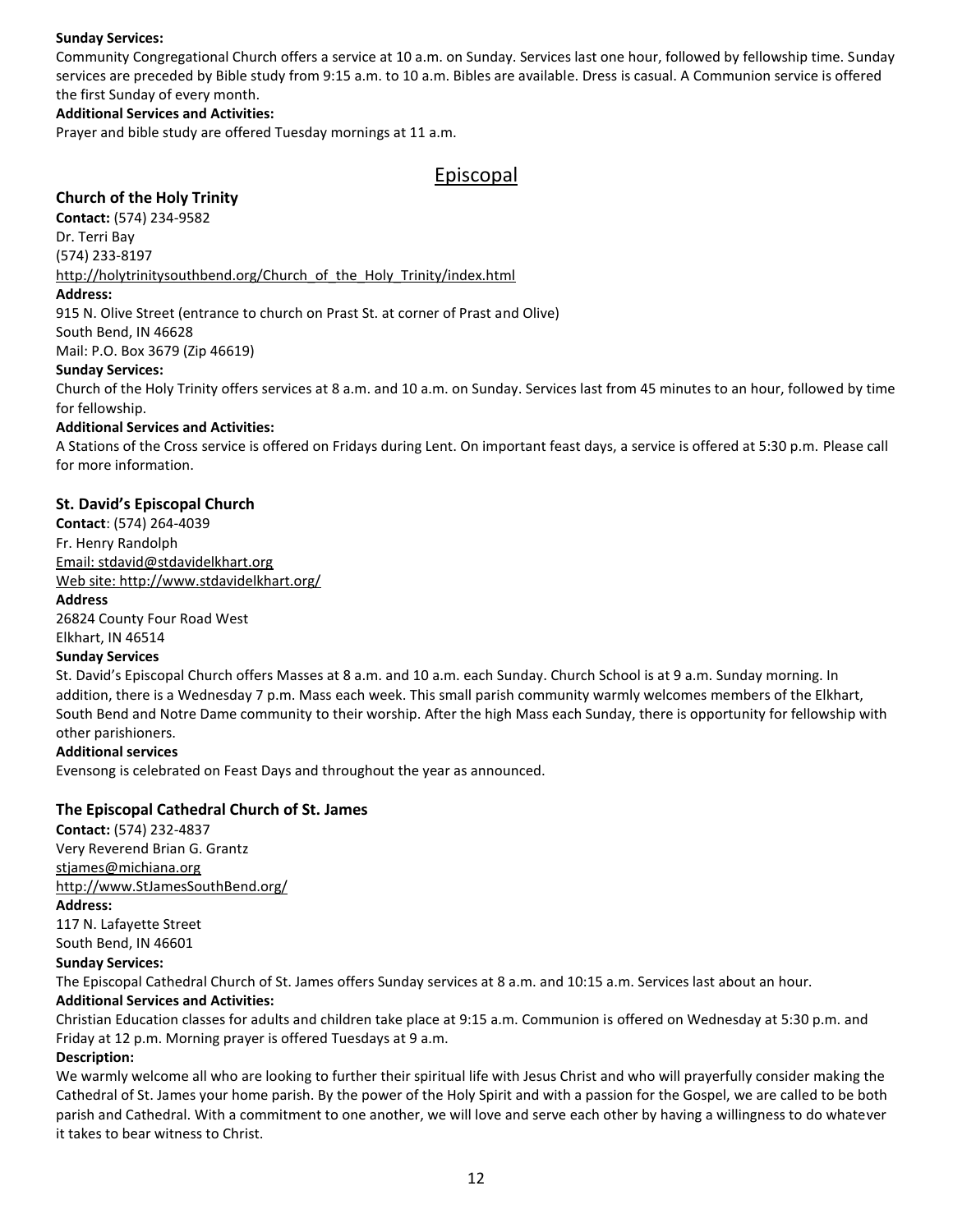**Sunday Services:**

Community Congregational Church offers a service at 10 a.m. on Sunday. Services last one hour, followed by fellowship time. Sunday services are preceded by Bible study from 9:15 a.m. to 10 a.m. Bibles are available. Dress is casual. A Communion service is offered the first Sunday of every month.

**Additional Services and Activities:**

Prayer and bible study are offered Tuesday mornings at 11 a.m.

## Episcopal

### Church of the Holy Trinity

**Contact:** (574) 234-9582
Dr. Terri Bay
(574) 233-8197
http://holytrinitysouthbend.org/Church_of_the_Holy_Trinity/index.html

**Address:**
915 N. Olive Street (entrance to church on Prast St. at corner of Prast and Olive)
South Bend, IN 46628
Mail: P.O. Box 3679 (Zip 46619)

**Sunday Services:**

Church of the Holy Trinity offers services at 8 a.m. and 10 a.m. on Sunday. Services last from 45 minutes to an hour, followed by time for fellowship.

**Additional Services and Activities:**

A Stations of the Cross service is offered on Fridays during Lent. On important feast days, a service is offered at 5:30 p.m. Please call for more information.

### St. David's Episcopal Church

**Contact**: (574) 264-4039
Fr. Henry Randolph
Email: stdavid@stdavidelkhart.org
Web site: http://www.stdavidelkhart.org/

**Address**
26824 County Four Road West
Elkhart, IN 46514

**Sunday Services**

St. David's Episcopal Church offers Masses at 8 a.m. and 10 a.m. each Sunday. Church School is at 9 a.m. Sunday morning. In addition, there is a Wednesday 7 p.m. Mass each week. This small parish community warmly welcomes members of the Elkhart, South Bend and Notre Dame community to their worship. After the high Mass each Sunday, there is opportunity for fellowship with other parishioners.

**Additional services**

Evensong is celebrated on Feast Days and throughout the year as announced.

### The Episcopal Cathedral Church of St. James

**Contact:** (574) 232-4837
Very Reverend Brian G. Grantz
stjames@michiana.org
http://www.StJamesSouthBend.org/

**Address:**
117 N. Lafayette Street
South Bend, IN 46601

**Sunday Services:**

The Episcopal Cathedral Church of St. James offers Sunday services at 8 a.m. and 10:15 a.m. Services last about an hour.

**Additional Services and Activities:**

Christian Education classes for adults and children take place at 9:15 a.m. Communion is offered on Wednesday at 5:30 p.m. and Friday at 12 p.m. Morning prayer is offered Tuesdays at 9 a.m.

**Description:**

We warmly welcome all who are looking to further their spiritual life with Jesus Christ and who will prayerfully consider making the Cathedral of St. James your home parish. By the power of the Holy Spirit and with a passion for the Gospel, we are called to be both parish and Cathedral. With a commitment to one another, we will love and serve each other by having a willingness to do whatever it takes to bear witness to Christ.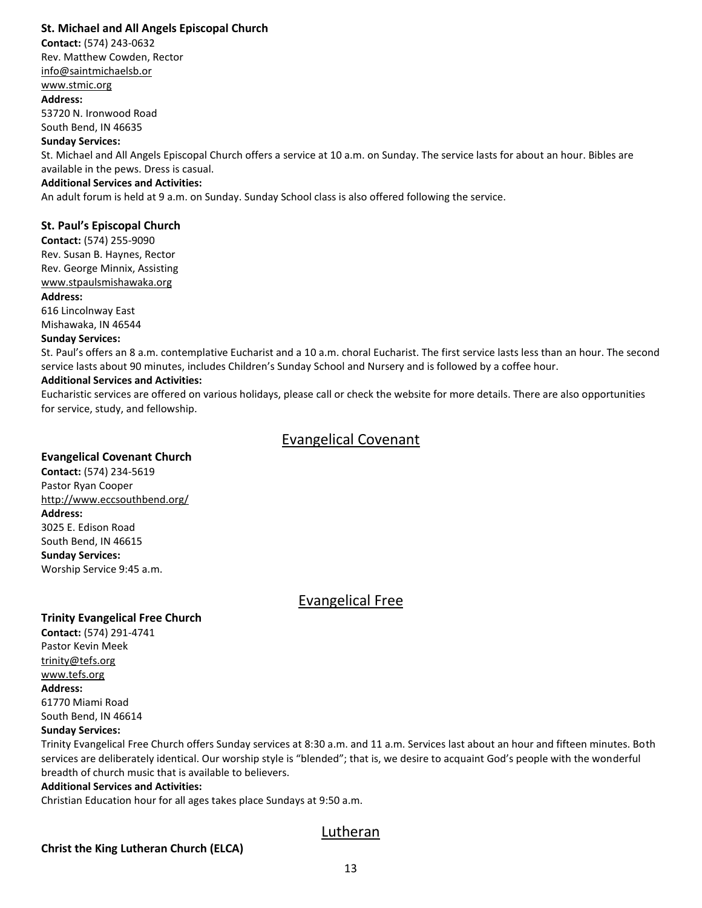### St. Michael and All Angels Episcopal Church

**Contact:** (574) 243-0632
Rev. Matthew Cowden, Rector
info@saintmichaelsb.or
www.stmic.org

**Address:**
53720 N. Ironwood Road
South Bend, IN 46635

**Sunday Services:**
St. Michael and All Angels Episcopal Church offers a service at 10 a.m. on Sunday. The service lasts for about an hour. Bibles are available in the pews. Dress is casual.

**Additional Services and Activities:**
An adult forum is held at 9 a.m. on Sunday. Sunday School class is also offered following the service.

### St. Paul's Episcopal Church

**Contact:** (574) 255-9090
Rev. Susan B. Haynes, Rector
Rev. George Minnix, Assisting
www.stpaulsmishawaka.org

**Address:**
616 Lincolnway East
Mishawaka, IN 46544

**Sunday Services:**
St. Paul's offers an 8 a.m. contemplative Eucharist and a 10 a.m. choral Eucharist. The first service lasts less than an hour. The second service lasts about 90 minutes, includes Children's Sunday School and Nursery and is followed by a coffee hour.

**Additional Services and Activities:**
Eucharistic services are offered on various holidays, please call or check the website for more details. There are also opportunities for service, study, and fellowship.

## Evangelical Covenant

### Evangelical Covenant Church

**Contact:** (574) 234-5619
Pastor Ryan Cooper
http://www.eccsouthbend.org/

**Address:**
3025 E. Edison Road
South Bend, IN 46615

**Sunday Services:**
Worship Service 9:45 a.m.

## Evangelical Free

### Trinity Evangelical Free Church

**Contact:** (574) 291-4741
Pastor Kevin Meek
trinity@tefs.org
www.tefs.org

**Address:**
61770 Miami Road
South Bend, IN 46614

**Sunday Services:**
Trinity Evangelical Free Church offers Sunday services at 8:30 a.m. and 11 a.m. Services last about an hour and fifteen minutes. Both services are deliberately identical. Our worship style is "blended"; that is, we desire to acquaint God's people with the wonderful breadth of church music that is available to believers.

**Additional Services and Activities:**
Christian Education hour for all ages takes place Sundays at 9:50 a.m.

## Lutheran

### Christ the King Lutheran Church (ELCA)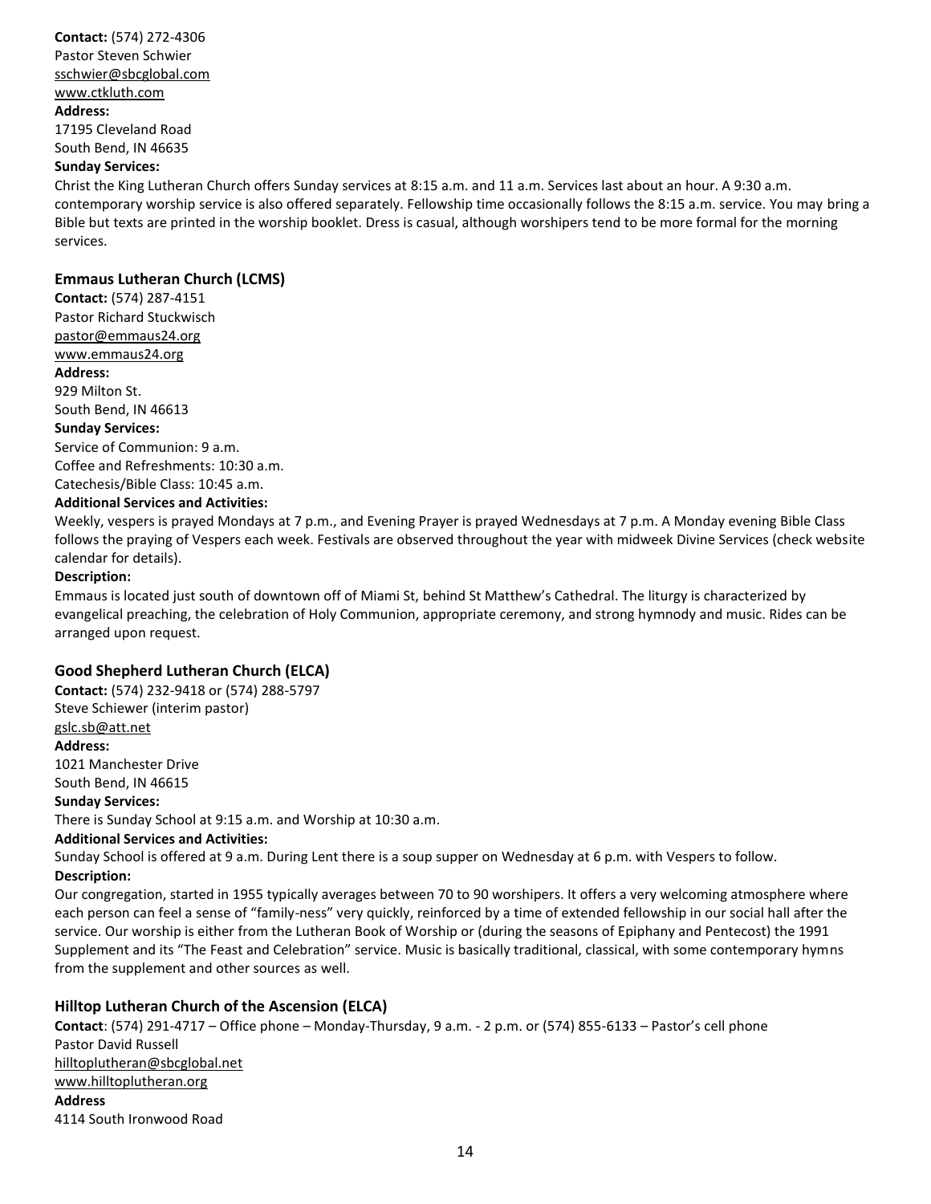**Contact:** (574) 272-4306
Pastor Steven Schwier
sschwier@sbcglobal.com
www.ctkluth.com
**Address:**
17195 Cleveland Road
South Bend, IN 46635
**Sunday Services:**
Christ the King Lutheran Church offers Sunday services at 8:15 a.m. and 11 a.m. Services last about an hour. A 9:30 a.m. contemporary worship service is also offered separately. Fellowship time occasionally follows the 8:15 a.m. service. You may bring a Bible but texts are printed in the worship booklet. Dress is casual, although worshipers tend to be more formal for the morning services.

### Emmaus Lutheran Church (LCMS)

**Contact:** (574) 287-4151
Pastor Richard Stuckwisch
pastor@emmaus24.org
www.emmaus24.org
**Address:**
929 Milton St.
South Bend, IN 46613
**Sunday Services:**
Service of Communion: 9 a.m.
Coffee and Refreshments: 10:30 a.m.
Catechesis/Bible Class: 10:45 a.m.
**Additional Services and Activities:**
Weekly, vespers is prayed Mondays at 7 p.m., and Evening Prayer is prayed Wednesdays at 7 p.m. A Monday evening Bible Class follows the praying of Vespers each week. Festivals are observed throughout the year with midweek Divine Services (check website calendar for details).
**Description:**
Emmaus is located just south of downtown off of Miami St, behind St Matthew's Cathedral. The liturgy is characterized by evangelical preaching, the celebration of Holy Communion, appropriate ceremony, and strong hymnody and music. Rides can be arranged upon request.

### Good Shepherd Lutheran Church (ELCA)

**Contact:** (574) 232-9418 or (574) 288-5797
Steve Schiewer (interim pastor)
gslc.sb@att.net
**Address:**
1021 Manchester Drive
South Bend, IN 46615
**Sunday Services:**
There is Sunday School at 9:15 a.m. and Worship at 10:30 a.m.
**Additional Services and Activities:**
Sunday School is offered at 9 a.m. During Lent there is a soup supper on Wednesday at 6 p.m. with Vespers to follow.
**Description:**
Our congregation, started in 1955 typically averages between 70 to 90 worshipers. It offers a very welcoming atmosphere where each person can feel a sense of "family-ness" very quickly, reinforced by a time of extended fellowship in our social hall after the service. Our worship is either from the Lutheran Book of Worship or (during the seasons of Epiphany and Pentecost) the 1991 Supplement and its "The Feast and Celebration" service. Music is basically traditional, classical, with some contemporary hymns from the supplement and other sources as well.

### Hilltop Lutheran Church of the Ascension (ELCA)

**Contact**: (574) 291-4717 – Office phone – Monday-Thursday, 9 a.m. - 2 p.m. or (574) 855-6133 – Pastor's cell phone
Pastor David Russell
hilltoplutheran@sbcglobal.net
www.hilltoplutheran.org
**Address**
4114 South Ironwood Road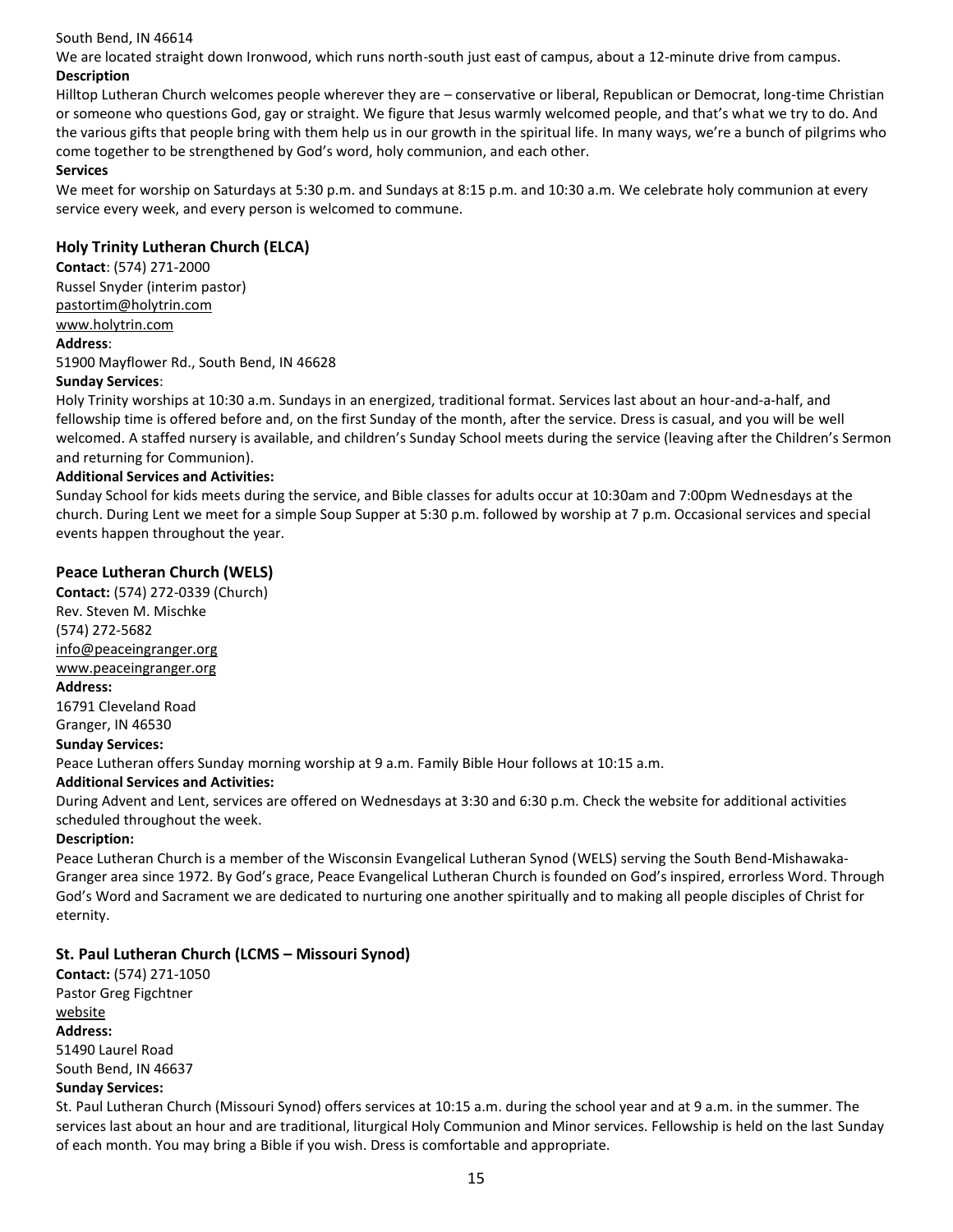South Bend, IN 46614

We are located straight down Ironwood, which runs north-south just east of campus, about a 12-minute drive from campus.

**Description**

Hilltop Lutheran Church welcomes people wherever they are – conservative or liberal, Republican or Democrat, long-time Christian or someone who questions God, gay or straight. We figure that Jesus warmly welcomed people, and that's what we try to do. And the various gifts that people bring with them help us in our growth in the spiritual life. In many ways, we're a bunch of pilgrims who come together to be strengthened by God's word, holy communion, and each other.

**Services**

We meet for worship on Saturdays at 5:30 p.m. and Sundays at 8:15 p.m. and 10:30 a.m. We celebrate holy communion at every service every week, and every person is welcomed to commune.

### Holy Trinity Lutheran Church (ELCA)

**Contact**: (574) 271-2000

Russel Snyder (interim pastor)

pastortim@holytrin.com

www.holytrin.com

**Address**:

51900 Mayflower Rd., South Bend, IN 46628

**Sunday Services**:

Holy Trinity worships at 10:30 a.m. Sundays in an energized, traditional format. Services last about an hour-and-a-half, and fellowship time is offered before and, on the first Sunday of the month, after the service. Dress is casual, and you will be well welcomed. A staffed nursery is available, and children's Sunday School meets during the service (leaving after the Children's Sermon and returning for Communion).

**Additional Services and Activities:**

Sunday School for kids meets during the service, and Bible classes for adults occur at 10:30am and 7:00pm Wednesdays at the church. During Lent we meet for a simple Soup Supper at 5:30 p.m. followed by worship at 7 p.m. Occasional services and special events happen throughout the year.

### Peace Lutheran Church (WELS)

**Contact:** (574) 272-0339 (Church)

Rev. Steven M. Mischke

(574) 272-5682

info@peaceingranger.org

www.peaceingranger.org

**Address:**

16791 Cleveland Road

Granger, IN 46530

**Sunday Services:**

Peace Lutheran offers Sunday morning worship at 9 a.m. Family Bible Hour follows at 10:15 a.m.

**Additional Services and Activities:**

During Advent and Lent, services are offered on Wednesdays at 3:30 and 6:30 p.m. Check the website for additional activities scheduled throughout the week.

**Description:**

Peace Lutheran Church is a member of the Wisconsin Evangelical Lutheran Synod (WELS) serving the South Bend-Mishawaka-Granger area since 1972. By God's grace, Peace Evangelical Lutheran Church is founded on God's inspired, errorless Word. Through God's Word and Sacrament we are dedicated to nurturing one another spiritually and to making all people disciples of Christ for eternity.

### St. Paul Lutheran Church (LCMS – Missouri Synod)

**Contact:** (574) 271-1050

Pastor Greg Figchtner

website

**Address:**

51490 Laurel Road

South Bend, IN 46637

**Sunday Services:**

St. Paul Lutheran Church (Missouri Synod) offers services at 10:15 a.m. during the school year and at 9 a.m. in the summer. The services last about an hour and are traditional, liturgical Holy Communion and Minor services. Fellowship is held on the last Sunday of each month. You may bring a Bible if you wish. Dress is comfortable and appropriate.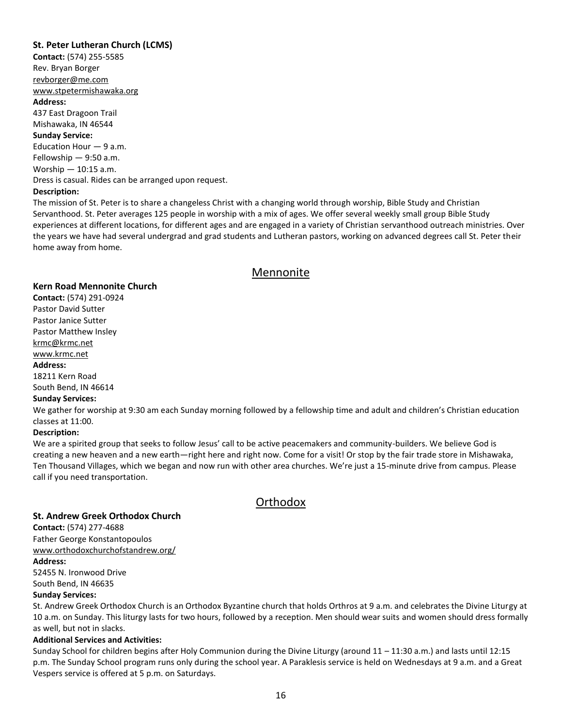**St. Peter Lutheran Church (LCMS)**

**Contact:** (574) 255-5585
Rev. Bryan Borger
revborger@me.com
www.stpetermishawaka.org

**Address:**
437 East Dragoon Trail
Mishawaka, IN 46544

**Sunday Service:**
Education Hour — 9 a.m.
Fellowship — 9:50 a.m.
Worship — 10:15 a.m.
Dress is casual. Rides can be arranged upon request.

**Description:**
The mission of St. Peter is to share a changeless Christ with a changing world through worship, Bible Study and Christian Servanthood. St. Peter averages 125 people in worship with a mix of ages. We offer several weekly small group Bible Study experiences at different locations, for different ages and are engaged in a variety of Christian servanthood outreach ministries. Over the years we have had several undergrad and grad students and Lutheran pastors, working on advanced degrees call St. Peter their home away from home.

## Mennonite

**Kern Road Mennonite Church**

**Contact:** (574) 291-0924
Pastor David Sutter
Pastor Janice Sutter
Pastor Matthew Insley
krmc@krmc.net
www.krmc.net

**Address:**
18211 Kern Road
South Bend, IN 46614

**Sunday Services:**
We gather for worship at 9:30 am each Sunday morning followed by a fellowship time and adult and children's Christian education classes at 11:00.

**Description:**
We are a spirited group that seeks to follow Jesus' call to be active peacemakers and community-builders. We believe God is creating a new heaven and a new earth—right here and right now. Come for a visit! Or stop by the fair trade store in Mishawaka, Ten Thousand Villages, which we began and now run with other area churches. We're just a 15-minute drive from campus. Please call if you need transportation.

## Orthodox

**St. Andrew Greek Orthodox Church**

**Contact:** (574) 277-4688
Father George Konstantopoulos
www.orthodoxchurchofstandrew.org/

**Address:**
52455 N. Ironwood Drive
South Bend, IN 46635

**Sunday Services:**
St. Andrew Greek Orthodox Church is an Orthodox Byzantine church that holds Orthros at 9 a.m. and celebrates the Divine Liturgy at 10 a.m. on Sunday. This liturgy lasts for two hours, followed by a reception. Men should wear suits and women should dress formally as well, but not in slacks.

**Additional Services and Activities:**
Sunday School for children begins after Holy Communion during the Divine Liturgy (around 11 – 11:30 a.m.) and lasts until 12:15 p.m. The Sunday School program runs only during the school year. A Paraklesis service is held on Wednesdays at 9 a.m. and a Great Vespers service is offered at 5 p.m. on Saturdays.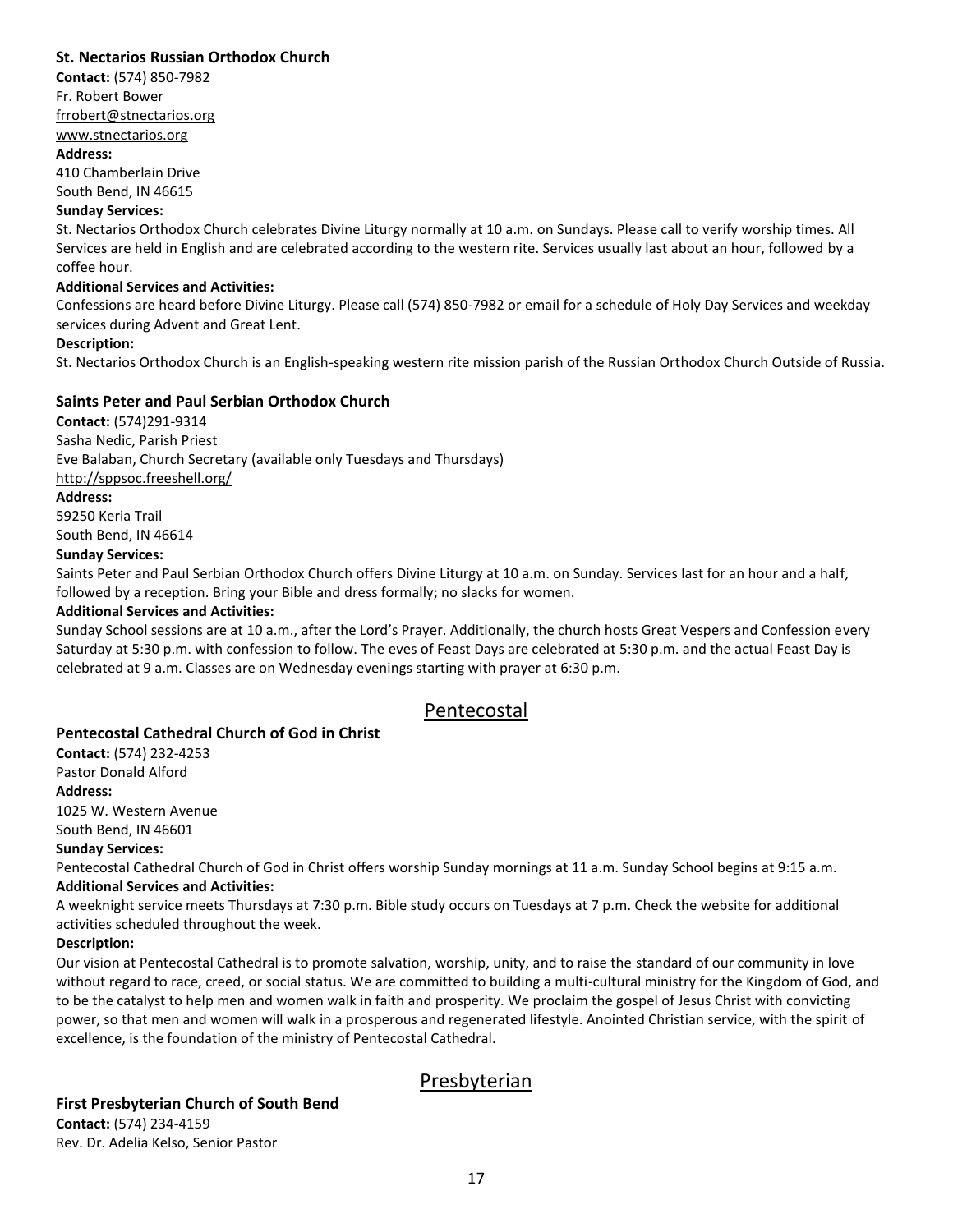### St. Nectarios Russian Orthodox Church

**Contact:** (574) 850-7982
Fr. Robert Bower
frrobert@stnectarios.org
www.stnectarios.org

**Address:**
410 Chamberlain Drive
South Bend, IN 46615

**Sunday Services:**
St. Nectarios Orthodox Church celebrates Divine Liturgy normally at 10 a.m. on Sundays. Please call to verify worship times. All Services are held in English and are celebrated according to the western rite. Services usually last about an hour, followed by a coffee hour.

**Additional Services and Activities:**
Confessions are heard before Divine Liturgy. Please call (574) 850-7982 or email for a schedule of Holy Day Services and weekday services during Advent and Great Lent.

**Description:**
St. Nectarios Orthodox Church is an English-speaking western rite mission parish of the Russian Orthodox Church Outside of Russia.

### Saints Peter and Paul Serbian Orthodox Church

**Contact:** (574)291-9314
Sasha Nedic, Parish Priest
Eve Balaban, Church Secretary (available only Tuesdays and Thursdays)
http://sppsoc.freeshell.org/

**Address:**
59250 Keria Trail
South Bend, IN 46614

**Sunday Services:**
Saints Peter and Paul Serbian Orthodox Church offers Divine Liturgy at 10 a.m. on Sunday. Services last for an hour and a half, followed by a reception. Bring your Bible and dress formally; no slacks for women.

**Additional Services and Activities:**
Sunday School sessions are at 10 a.m., after the Lord's Prayer. Additionally, the church hosts Great Vespers and Confession every Saturday at 5:30 p.m. with confession to follow. The eves of Feast Days are celebrated at 5:30 p.m. and the actual Feast Day is celebrated at 9 a.m. Classes are on Wednesday evenings starting with prayer at 6:30 p.m.

## Pentecostal

### Pentecostal Cathedral Church of God in Christ

**Contact:** (574) 232-4253
Pastor Donald Alford

**Address:**
1025 W. Western Avenue
South Bend, IN 46601

**Sunday Services:**
Pentecostal Cathedral Church of God in Christ offers worship Sunday mornings at 11 a.m. Sunday School begins at 9:15 a.m.

**Additional Services and Activities:**
A weeknight service meets Thursdays at 7:30 p.m. Bible study occurs on Tuesdays at 7 p.m. Check the website for additional activities scheduled throughout the week.

**Description:**
Our vision at Pentecostal Cathedral is to promote salvation, worship, unity, and to raise the standard of our community in love without regard to race, creed, or social status. We are committed to building a multi-cultural ministry for the Kingdom of God, and to be the catalyst to help men and women walk in faith and prosperity. We proclaim the gospel of Jesus Christ with convicting power, so that men and women will walk in a prosperous and regenerated lifestyle. Anointed Christian service, with the spirit of excellence, is the foundation of the ministry of Pentecostal Cathedral.

## Presbyterian

### First Presbyterian Church of South Bend

**Contact:** (574) 234-4159
Rev. Dr. Adelia Kelso, Senior Pastor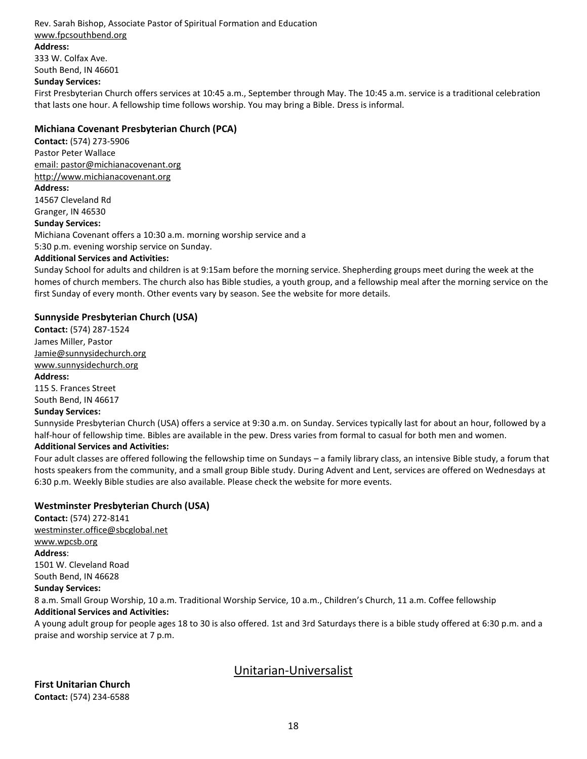Rev. Sarah Bishop, Associate Pastor of Spiritual Formation and Education
www.fpcsouthbend.org
**Address:**
333 W. Colfax Ave.
South Bend, IN 46601
**Sunday Services:**
First Presbyterian Church offers services at 10:45 a.m., September through May. The 10:45 a.m. service is a traditional celebration that lasts one hour. A fellowship time follows worship. You may bring a Bible. Dress is informal.

### Michiana Covenant Presbyterian Church (PCA)

**Contact:** (574) 273-5906
Pastor Peter Wallace
email: pastor@michianacovenant.org
http://www.michianacovenant.org
**Address:**
14567 Cleveland Rd
Granger, IN 46530
**Sunday Services:**
Michiana Covenant offers a 10:30 a.m. morning worship service and a
5:30 p.m. evening worship service on Sunday.
**Additional Services and Activities:**
Sunday School for adults and children is at 9:15am before the morning service. Shepherding groups meet during the week at the homes of church members. The church also has Bible studies, a youth group, and a fellowship meal after the morning service on the first Sunday of every month. Other events vary by season. See the website for more details.

### Sunnyside Presbyterian Church (USA)

**Contact:** (574) 287-1524
James Miller, Pastor
Jamie@sunnysidechurch.org
www.sunnysidechurch.org
**Address:**
115 S. Frances Street
South Bend, IN 46617
**Sunday Services:**
Sunnyside Presbyterian Church (USA) offers a service at 9:30 a.m. on Sunday. Services typically last for about an hour, followed by a half-hour of fellowship time. Bibles are available in the pew. Dress varies from formal to casual for both men and women.
**Additional Services and Activities:**
Four adult classes are offered following the fellowship time on Sundays – a family library class, an intensive Bible study, a forum that hosts speakers from the community, and a small group Bible study. During Advent and Lent, services are offered on Wednesdays at 6:30 p.m. Weekly Bible studies are also available. Please check the website for more events.

### Westminster Presbyterian Church (USA)

**Contact:** (574) 272-8141
westminster.office@sbcglobal.net
www.wpcsb.org
**Address**:
1501 W. Cleveland Road
South Bend, IN 46628
**Sunday Services:**
8 a.m. Small Group Worship, 10 a.m. Traditional Worship Service, 10 a.m., Children's Church, 11 a.m. Coffee fellowship
**Additional Services and Activities:**
A young adult group for people ages 18 to 30 is also offered. 1st and 3rd Saturdays there is a bible study offered at 6:30 p.m. and a praise and worship service at 7 p.m.

## Unitarian-Universalist

### First Unitarian Church

**Contact:** (574) 234-6588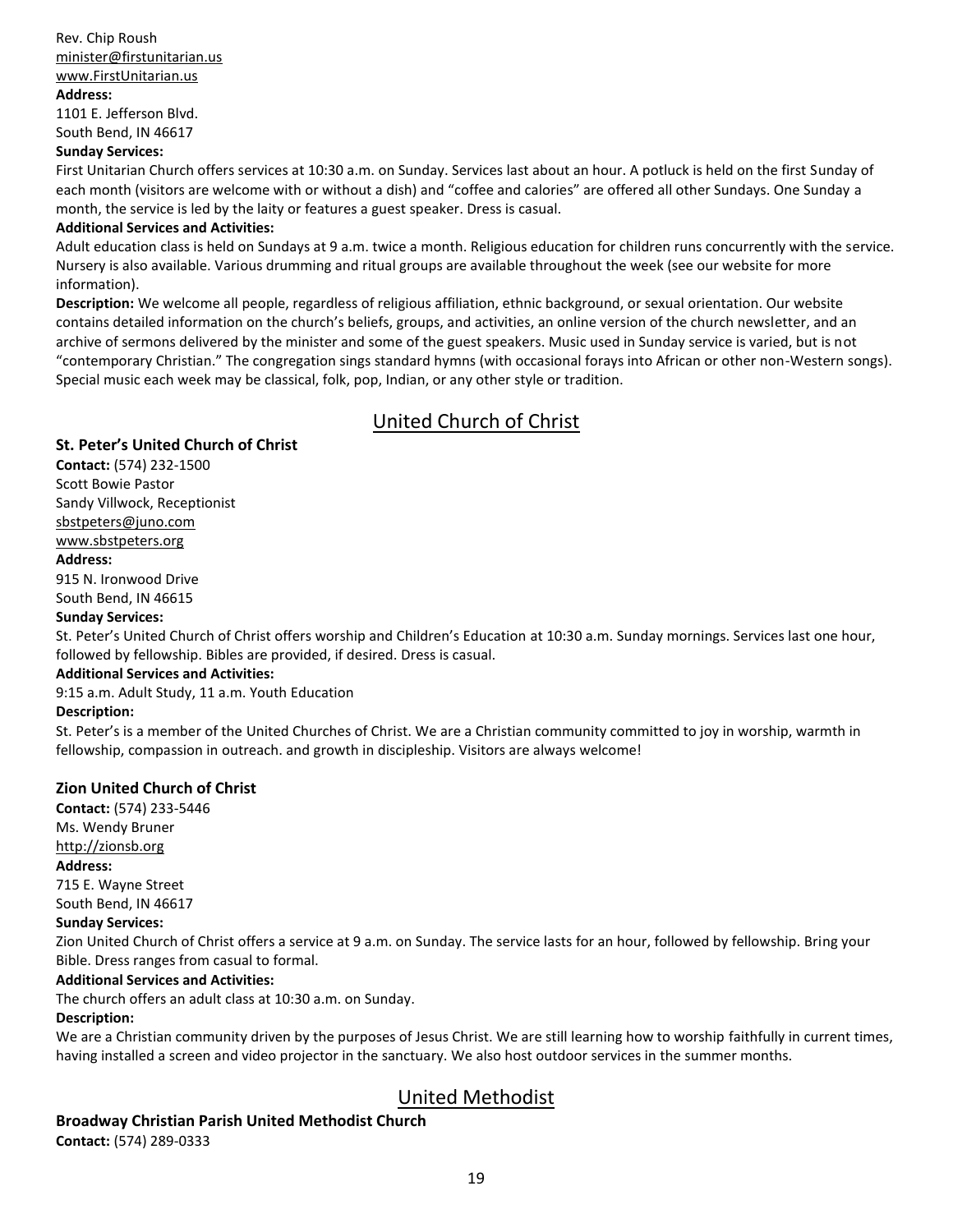Rev. Chip Roush
minister@firstunitarian.us
www.FirstUnitarian.us

**Address:**
1101 E. Jefferson Blvd.
South Bend, IN 46617

**Sunday Services:**
First Unitarian Church offers services at 10:30 a.m. on Sunday. Services last about an hour. A potluck is held on the first Sunday of each month (visitors are welcome with or without a dish) and "coffee and calories" are offered all other Sundays. One Sunday a month, the service is led by the laity or features a guest speaker. Dress is casual.

**Additional Services and Activities:**
Adult education class is held on Sundays at 9 a.m. twice a month. Religious education for children runs concurrently with the service. Nursery is also available. Various drumming and ritual groups are available throughout the week (see our website for more information).

**Description:** We welcome all people, regardless of religious affiliation, ethnic background, or sexual orientation. Our website contains detailed information on the church's beliefs, groups, and activities, an online version of the church newsletter, and an archive of sermons delivered by the minister and some of the guest speakers. Music used in Sunday service is varied, but is not "contemporary Christian." The congregation sings standard hymns (with occasional forays into African or other non-Western songs). Special music each week may be classical, folk, pop, Indian, or any other style or tradition.

## United Church of Christ

### St. Peter's United Church of Christ

**Contact:** (574) 232-1500
Scott Bowie Pastor
Sandy Villwock, Receptionist
sbstpeters@juno.com
www.sbstpeters.org

**Address:**
915 N. Ironwood Drive
South Bend, IN 46615

**Sunday Services:**
St. Peter's United Church of Christ offers worship and Children's Education at 10:30 a.m. Sunday mornings. Services last one hour, followed by fellowship. Bibles are provided, if desired. Dress is casual.

**Additional Services and Activities:**
9:15 a.m. Adult Study, 11 a.m. Youth Education

**Description:**
St. Peter's is a member of the United Churches of Christ. We are a Christian community committed to joy in worship, warmth in fellowship, compassion in outreach. and growth in discipleship. Visitors are always welcome!

### Zion United Church of Christ

**Contact:** (574) 233-5446
Ms. Wendy Bruner
http://zionsb.org

**Address:**
715 E. Wayne Street
South Bend, IN 46617

**Sunday Services:**
Zion United Church of Christ offers a service at 9 a.m. on Sunday. The service lasts for an hour, followed by fellowship. Bring your Bible. Dress ranges from casual to formal.

**Additional Services and Activities:**
The church offers an adult class at 10:30 a.m. on Sunday.

**Description:**
We are a Christian community driven by the purposes of Jesus Christ. We are still learning how to worship faithfully in current times, having installed a screen and video projector in the sanctuary. We also host outdoor services in the summer months.

## United Methodist

### Broadway Christian Parish United Methodist Church

**Contact:** (574) 289-0333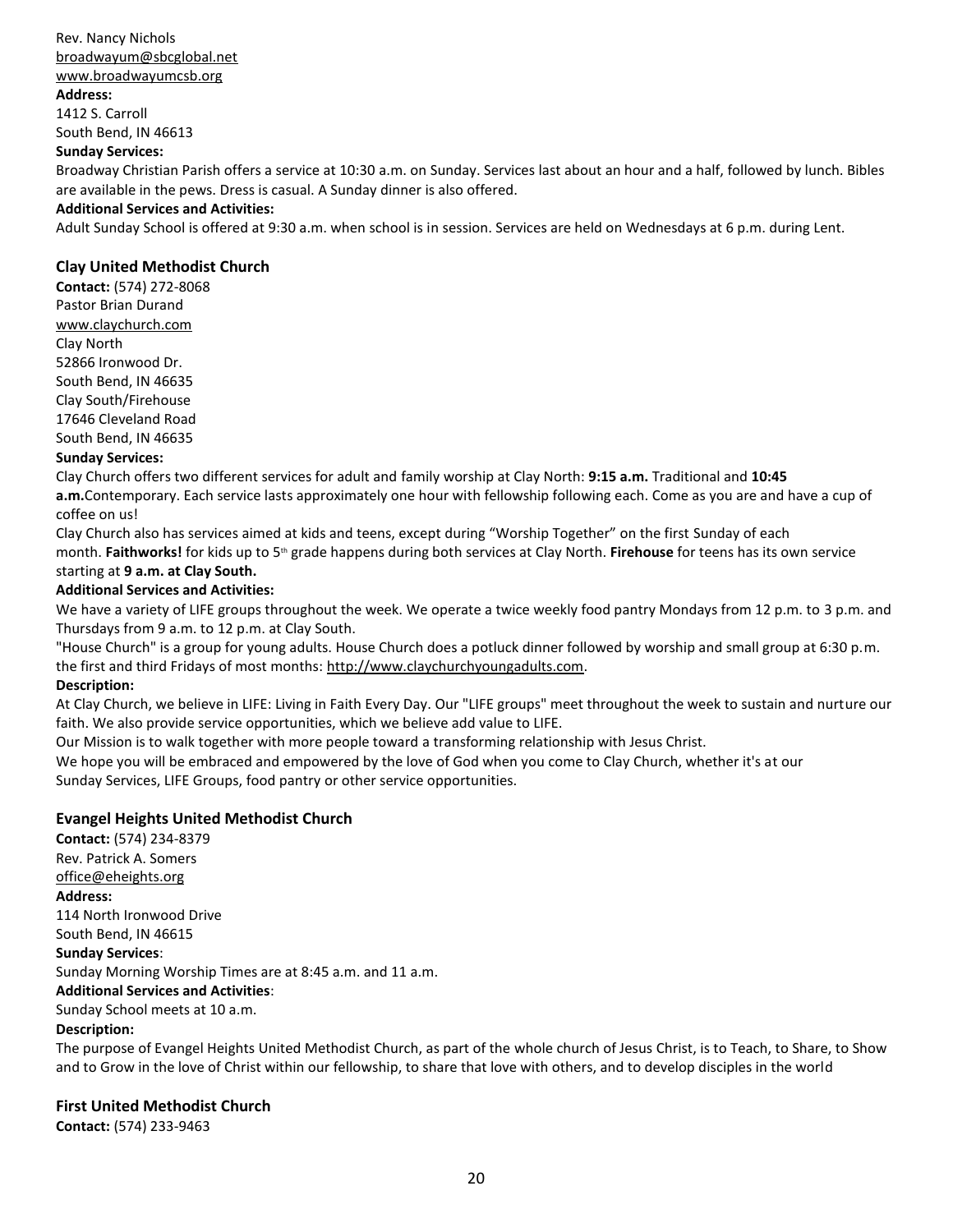Rev. Nancy Nichols
broadwayum@sbcglobal.net
www.broadwayumcsb.org

**Address:**
1412 S. Carroll
South Bend, IN 46613

**Sunday Services:**
Broadway Christian Parish offers a service at 10:30 a.m. on Sunday. Services last about an hour and a half, followed by lunch. Bibles are available in the pews. Dress is casual. A Sunday dinner is also offered.

**Additional Services and Activities:**
Adult Sunday School is offered at 9:30 a.m. when school is in session. Services are held on Wednesdays at 6 p.m. during Lent.

### Clay United Methodist Church

**Contact:** (574) 272-8068
Pastor Brian Durand
www.claychurch.com
Clay North
52866 Ironwood Dr.
South Bend, IN 46635
Clay South/Firehouse
17646 Cleveland Road
South Bend, IN 46635

**Sunday Services:**
Clay Church offers two different services for adult and family worship at Clay North: **9:15 a.m.** Traditional and **10:45 a.m.**Contemporary. Each service lasts approximately one hour with fellowship following each. Come as you are and have a cup of coffee on us!

Clay Church also has services aimed at kids and teens, except during "Worship Together" on the first Sunday of each month. **Faithworks!** for kids up to 5th grade happens during both services at Clay North. **Firehouse** for teens has its own service starting at **9 a.m. at Clay South.**

**Additional Services and Activities:**
We have a variety of LIFE groups throughout the week. We operate a twice weekly food pantry Mondays from 12 p.m. to 3 p.m. and Thursdays from 9 a.m. to 12 p.m. at Clay South.

"House Church" is a group for young adults. House Church does a potluck dinner followed by worship and small group at 6:30 p.m. the first and third Fridays of most months: http://www.claychurchyoungadults.com.

**Description:**
At Clay Church, we believe in LIFE: Living in Faith Every Day. Our "LIFE groups" meet throughout the week to sustain and nurture our faith. We also provide service opportunities, which we believe add value to LIFE.

Our Mission is to walk together with more people toward a transforming relationship with Jesus Christ.

We hope you will be embraced and empowered by the love of God when you come to Clay Church, whether it's at our Sunday Services, LIFE Groups, food pantry or other service opportunities.

### Evangel Heights United Methodist Church

**Contact:** (574) 234-8379
Rev. Patrick A. Somers
office@eheights.org

**Address:**
114 North Ironwood Drive
South Bend, IN 46615

**Sunday Services**:
Sunday Morning Worship Times are at 8:45 a.m. and 11 a.m.

**Additional Services and Activities**:
Sunday School meets at 10 a.m.

**Description:**
The purpose of Evangel Heights United Methodist Church, as part of the whole church of Jesus Christ, is to Teach, to Share, to Show and to Grow in the love of Christ within our fellowship, to share that love with others, and to develop disciples in the world

### First United Methodist Church

**Contact:** (574) 233-9463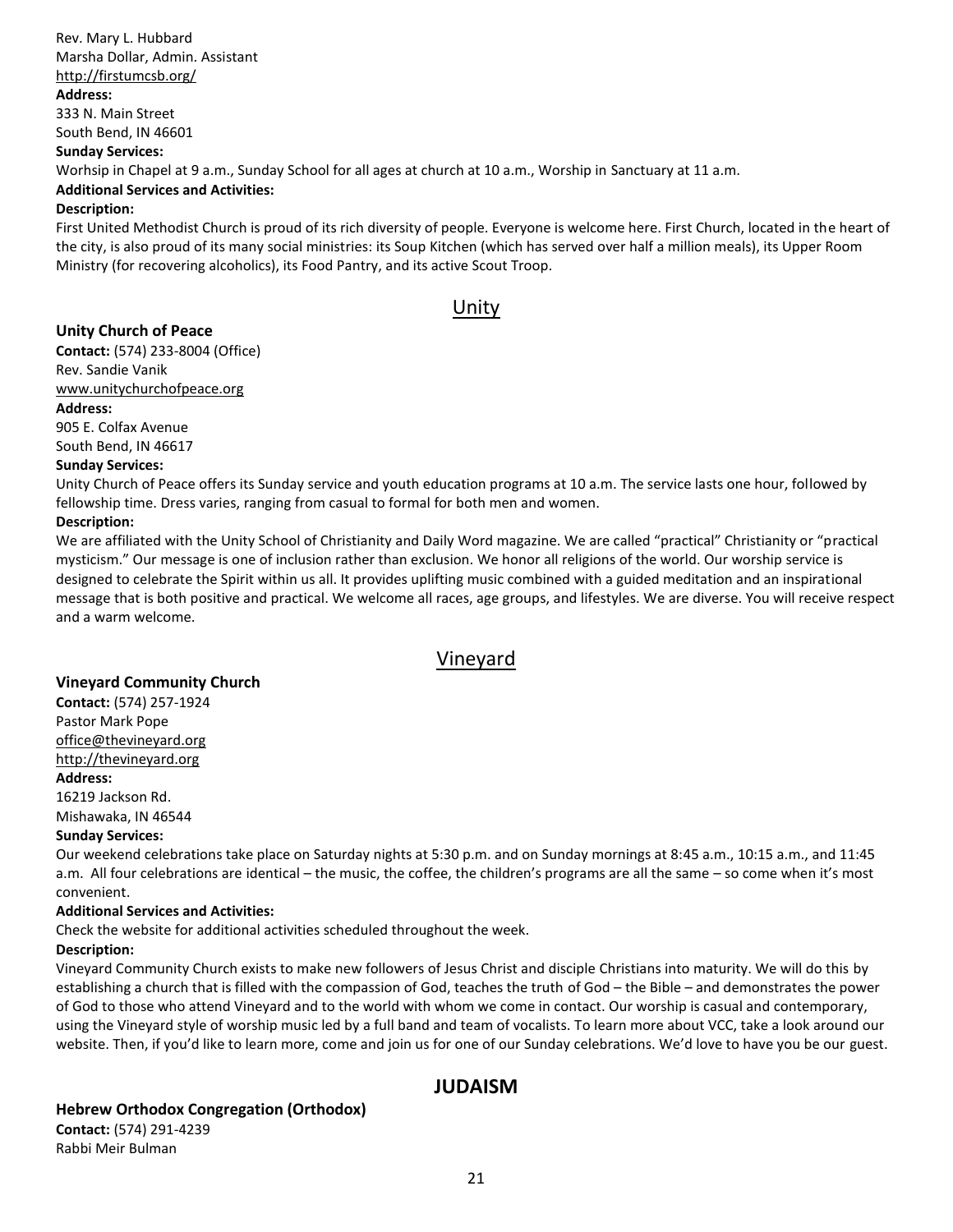Rev. Mary L. Hubbard
Marsha Dollar, Admin. Assistant
http://firstumcsb.org/

**Address:**
333 N. Main Street
South Bend, IN 46601

**Sunday Services:**
Worhsip in Chapel at 9 a.m., Sunday School for all ages at church at 10 a.m., Worship in Sanctuary at 11 a.m.

**Additional Services and Activities:**

**Description:**
First United Methodist Church is proud of its rich diversity of people. Everyone is welcome here. First Church, located in the heart of the city, is also proud of its many social ministries: its Soup Kitchen (which has served over half a million meals), its Upper Room Ministry (for recovering alcoholics), its Food Pantry, and its active Scout Troop.

## Unity

### Unity Church of Peace

**Contact:** (574) 233-8004 (Office)
Rev. Sandie Vanik
www.unitychurchofpeace.org

**Address:**
905 E. Colfax Avenue
South Bend, IN 46617

**Sunday Services:**
Unity Church of Peace offers its Sunday service and youth education programs at 10 a.m. The service lasts one hour, followed by fellowship time. Dress varies, ranging from casual to formal for both men and women.

**Description:**
We are affiliated with the Unity School of Christianity and Daily Word magazine. We are called "practical" Christianity or "practical mysticism." Our message is one of inclusion rather than exclusion. We honor all religions of the world. Our worship service is designed to celebrate the Spirit within us all. It provides uplifting music combined with a guided meditation and an inspirational message that is both positive and practical. We welcome all races, age groups, and lifestyles. We are diverse. You will receive respect and a warm welcome.

## Vineyard

### Vineyard Community Church

**Contact:** (574) 257-1924
Pastor Mark Pope
office@thevineyard.org
http://thevineyard.org

**Address:**
16219 Jackson Rd.
Mishawaka, IN 46544

**Sunday Services:**
Our weekend celebrations take place on Saturday nights at 5:30 p.m. and on Sunday mornings at 8:45 a.m., 10:15 a.m., and 11:45 a.m. All four celebrations are identical – the music, the coffee, the children's programs are all the same – so come when it's most convenient.

**Additional Services and Activities:**
Check the website for additional activities scheduled throughout the week.

**Description:**
Vineyard Community Church exists to make new followers of Jesus Christ and disciple Christians into maturity. We will do this by establishing a church that is filled with the compassion of God, teaches the truth of God – the Bible – and demonstrates the power of God to those who attend Vineyard and to the world with whom we come in contact. Our worship is casual and contemporary, using the Vineyard style of worship music led by a full band and team of vocalists. To learn more about VCC, take a look around our website. Then, if you'd like to learn more, come and join us for one of our Sunday celebrations. We'd love to have you be our guest.

## JUDAISM

### Hebrew Orthodox Congregation (Orthodox)

**Contact:** (574) 291-4239
Rabbi Meir Bulman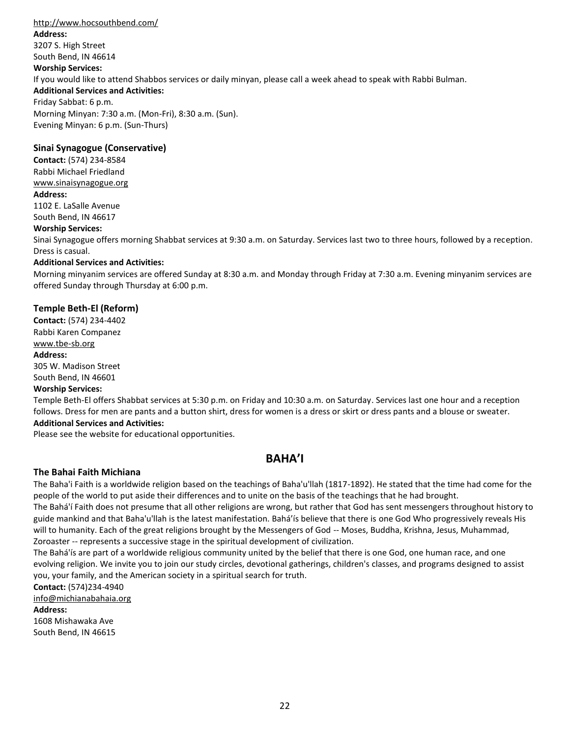http://www.hocsouthbend.com/

**Address:**

3207 S. High Street
South Bend, IN 46614

**Worship Services:**

If you would like to attend Shabbos services or daily minyan, please call a week ahead to speak with Rabbi Bulman.

**Additional Services and Activities:**

Friday Sabbat: 6 p.m.
Morning Minyan: 7:30 a.m. (Mon-Fri), 8:30 a.m. (Sun).
Evening Minyan: 6 p.m. (Sun-Thurs)

### Sinai Synagogue (Conservative)

**Contact:** (574) 234-8584
Rabbi Michael Friedland
www.sinaisynagogue.org

**Address:**

1102 E. LaSalle Avenue
South Bend, IN 46617

**Worship Services:**

Sinai Synagogue offers morning Shabbat services at 9:30 a.m. on Saturday. Services last two to three hours, followed by a reception. Dress is casual.

**Additional Services and Activities:**

Morning minyanim services are offered Sunday at 8:30 a.m. and Monday through Friday at 7:30 a.m. Evening minyanim services are offered Sunday through Thursday at 6:00 p.m.

### Temple Beth-El (Reform)

**Contact:** (574) 234-4402
Rabbi Karen Companez
www.tbe-sb.org

**Address:**

305 W. Madison Street
South Bend, IN 46601

**Worship Services:**

Temple Beth-El offers Shabbat services at 5:30 p.m. on Friday and 10:30 a.m. on Saturday. Services last one hour and a reception follows. Dress for men are pants and a button shirt, dress for women is a dress or skirt or dress pants and a blouse or sweater.

**Additional Services and Activities:**

Please see the website for educational opportunities.

## BAHA'I

### The Bahai Faith Michiana

The Baha'i Faith is a worldwide religion based on the teachings of Baha'u'llah (1817-1892). He stated that the time had come for the people of the world to put aside their differences and to unite on the basis of the teachings that he had brought.

The Bahá'í Faith does not presume that all other religions are wrong, but rather that God has sent messengers throughout history to guide mankind and that Baha'u'llah is the latest manifestation. Bahá'ís believe that there is one God Who progressively reveals His will to humanity. Each of the great religions brought by the Messengers of God -- Moses, Buddha, Krishna, Jesus, Muhammad, Zoroaster -- represents a successive stage in the spiritual development of civilization.

The Bahá'ís are part of a worldwide religious community united by the belief that there is one God, one human race, and one evolving religion. We invite you to join our study circles, devotional gatherings, children's classes, and programs designed to assist you, your family, and the American society in a spiritual search for truth.

**Contact:** (574)234-4940
info@michianabahaia.org

**Address:**

1608 Mishawaka Ave
South Bend, IN 46615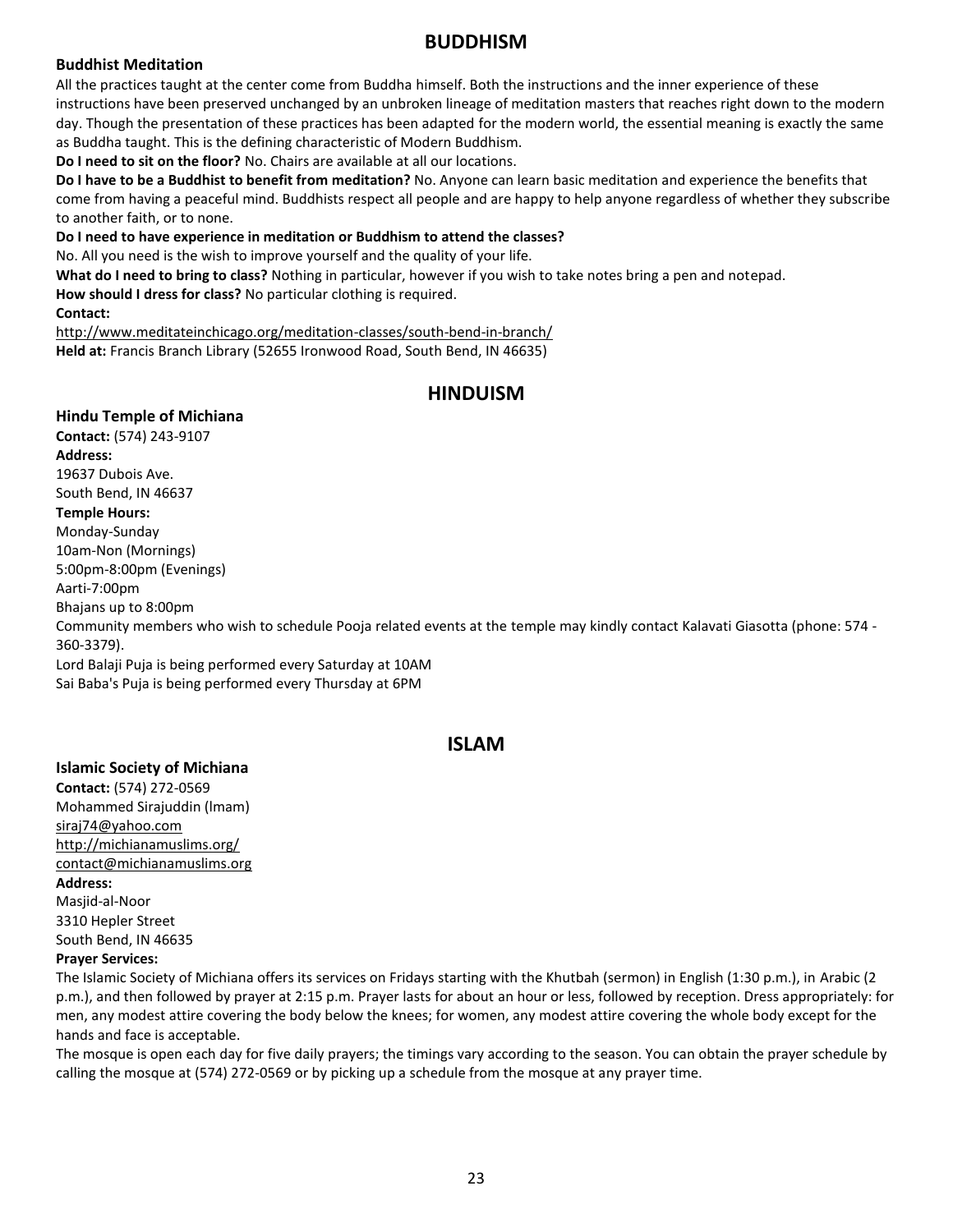## BUDDHISM

### Buddhist Meditation

All the practices taught at the center come from Buddha himself. Both the instructions and the inner experience of these instructions have been preserved unchanged by an unbroken lineage of meditation masters that reaches right down to the modern day. Though the presentation of these practices has been adapted for the modern world, the essential meaning is exactly the same as Buddha taught. This is the defining characteristic of Modern Buddhism.

**Do I need to sit on the floor?** No. Chairs are available at all our locations.

**Do I have to be a Buddhist to benefit from meditation?** No. Anyone can learn basic meditation and experience the benefits that come from having a peaceful mind. Buddhists respect all people and are happy to help anyone regardless of whether they subscribe to another faith, or to none.

**Do I need to have experience in meditation or Buddhism to attend the classes?**

No. All you need is the wish to improve yourself and the quality of your life.

**What do I need to bring to class?** Nothing in particular, however if you wish to take notes bring a pen and notepad.

**How should I dress for class?** No particular clothing is required.

**Contact:**

http://www.meditateinchicago.org/meditation-classes/south-bend-in-branch/

**Held at:** Francis Branch Library (52655 Ironwood Road, South Bend, IN 46635)

## HINDUISM

### Hindu Temple of Michiana

**Contact:** (574) 243-9107

**Address:**

19637 Dubois Ave.
South Bend, IN 46637

**Temple Hours:**

Monday-Sunday
10am-Non (Mornings)
5:00pm-8:00pm (Evenings)
Aarti-7:00pm
Bhajans up to 8:00pm

Community members who wish to schedule Pooja related events at the temple may kindly contact Kalavati Giasotta (phone: 574 - 360-3379).

Lord Balaji Puja is being performed every Saturday at 10AM

Sai Baba's Puja is being performed every Thursday at 6PM

## ISLAM

### Islamic Society of Michiana

**Contact:** (574) 272-0569
Mohammed Sirajuddin (lmam)
siraj74@yahoo.com
http://michianamuslims.org/
contact@michianamuslims.org

**Address:**

Masjid-al-Noor
3310 Hepler Street
South Bend, IN 46635

**Prayer Services:**

The Islamic Society of Michiana offers its services on Fridays starting with the Khutbah (sermon) in English (1:30 p.m.), in Arabic (2 p.m.), and then followed by prayer at 2:15 p.m. Prayer lasts for about an hour or less, followed by reception. Dress appropriately: for men, any modest attire covering the body below the knees; for women, any modest attire covering the whole body except for the hands and face is acceptable.

The mosque is open each day for five daily prayers; the timings vary according to the season. You can obtain the prayer schedule by calling the mosque at (574) 272-0569 or by picking up a schedule from the mosque at any prayer time.